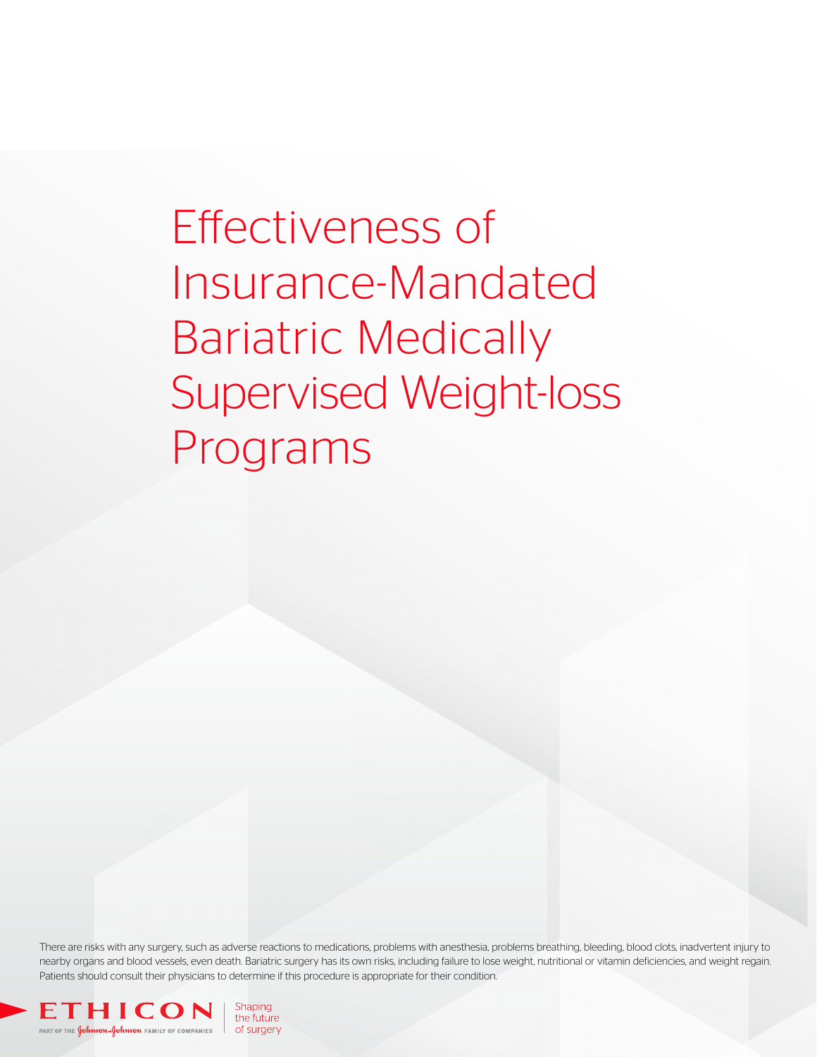# Effectiveness of Insurance-Mandated Bariatric Medically Supervised Weight-loss Programs

There are risks with any surgery, such as adverse reactions to medications, problems with anesthesia, problems breathing, bleeding, blood clots, inadvertent injury to nearby organs and blood vessels, even death. Bariatric surgery has its own risks, including failure to lose weight, nutritional or vitamin deficiencies, and weight regain. Patients should consult their physicians to determine if this procedure is appropriate for their condition.

ETHICON
PART OF THE Johnson & Johnson FAMILY OF COMPANIES

Shaping the future of surgery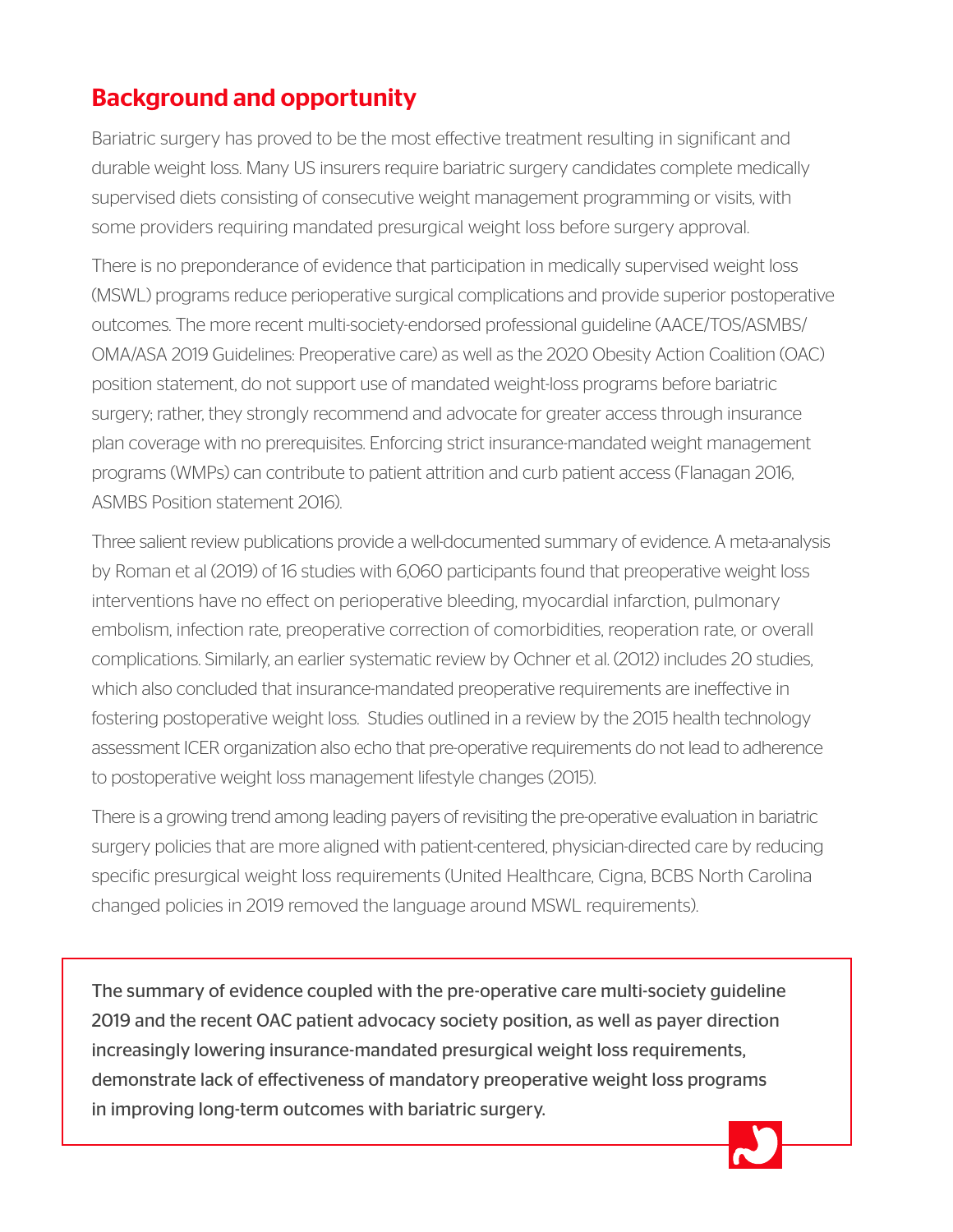## Background and opportunity

Bariatric surgery has proved to be the most effective treatment resulting in significant and durable weight loss. Many US insurers require bariatric surgery candidates complete medically supervised diets consisting of consecutive weight management programming or visits, with some providers requiring mandated presurgical weight loss before surgery approval.

There is no preponderance of evidence that participation in medically supervised weight loss (MSWL) programs reduce perioperative surgical complications and provide superior postoperative outcomes. The more recent multi-society-endorsed professional guideline (AACE/TOS/ASMBS/OMA/ASA 2019 Guidelines: Preoperative care) as well as the 2020 Obesity Action Coalition (OAC) position statement, do not support use of mandated weight-loss programs before bariatric surgery; rather, they strongly recommend and advocate for greater access through insurance plan coverage with no prerequisites. Enforcing strict insurance-mandated weight management programs (WMPs) can contribute to patient attrition and curb patient access (Flanagan 2016, ASMBS Position statement 2016).

Three salient review publications provide a well-documented summary of evidence. A meta-analysis by Roman et al (2019) of 16 studies with 6,060 participants found that preoperative weight loss interventions have no effect on perioperative bleeding, myocardial infarction, pulmonary embolism, infection rate, preoperative correction of comorbidities, reoperation rate, or overall complications. Similarly, an earlier systematic review by Ochner et al. (2012) includes 20 studies, which also concluded that insurance-mandated preoperative requirements are ineffective in fostering postoperative weight loss. Studies outlined in a review by the 2015 health technology assessment ICER organization also echo that pre-operative requirements do not lead to adherence to postoperative weight loss management lifestyle changes (2015).

There is a growing trend among leading payers of revisiting the pre-operative evaluation in bariatric surgery policies that are more aligned with patient-centered, physician-directed care by reducing specific presurgical weight loss requirements (United Healthcare, Cigna, BCBS North Carolina changed policies in 2019 removed the language around MSWL requirements).

The summary of evidence coupled with the pre-operative care multi-society guideline 2019 and the recent OAC patient advocacy society position, as well as payer direction increasingly lowering insurance-mandated presurgical weight loss requirements, demonstrate lack of effectiveness of mandatory preoperative weight loss programs in improving long-term outcomes with bariatric surgery.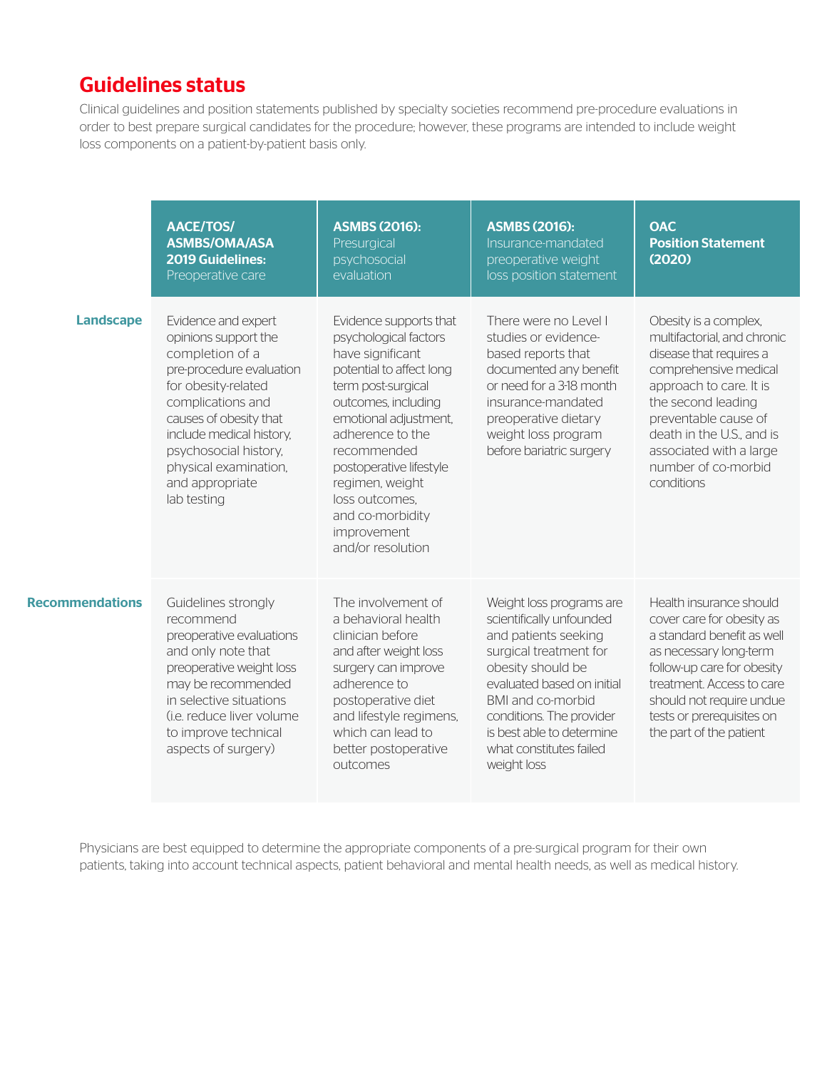## Guidelines status

Clinical guidelines and position statements published by specialty societies recommend pre-procedure evaluations in order to best prepare surgical candidates for the procedure; however, these programs are intended to include weight loss components on a patient-by-patient basis only.

| | **AACE/TOS/ASMBS/OMA/ASA 2019 Guidelines:** Preoperative care | **ASMBS (2016):** Presurgical psychosocial evaluation | **ASMBS (2016):** Insurance-mandated preoperative weight loss position statement | **OAC Position Statement (2020)** |
|---|---|---|---|---|
| **Landscape** | Evidence and expert opinions support the completion of a pre-procedure evaluation for obesity-related complications and causes of obesity that include medical history, psychosocial history, physical examination, and appropriate lab testing | Evidence supports that psychological factors have significant potential to affect long term post-surgical outcomes, including emotional adjustment, adherence to the recommended postoperative lifestyle regimen, weight loss outcomes, and co-morbidity improvement and/or resolution | There were no Level I studies or evidence-based reports that documented any benefit or need for a 3-18 month insurance-mandated preoperative dietary weight loss program before bariatric surgery | Obesity is a complex, multifactorial, and chronic disease that requires a comprehensive medical approach to care. It is the second leading preventable cause of death in the U.S., and is associated with a large number of co-morbid conditions |
| **Recommendations** | Guidelines strongly recommend preoperative evaluations and only note that preoperative weight loss may be recommended in selective situations (i.e. reduce liver volume to improve technical aspects of surgery) | The involvement of a behavioral health clinician before and after weight loss surgery can improve adherence to postoperative diet and lifestyle regimens, which can lead to better postoperative outcomes | Weight loss programs are scientifically unfounded and patients seeking surgical treatment for obesity should be evaluated based on initial BMI and co-morbid conditions. The provider is best able to determine what constitutes failed weight loss | Health insurance should cover care for obesity as a standard benefit as well as necessary long-term follow-up care for obesity treatment. Access to care should not require undue tests or prerequisites on the part of the patient |

Physicians are best equipped to determine the appropriate components of a pre-surgical program for their own patients, taking into account technical aspects, patient behavioral and mental health needs, as well as medical history.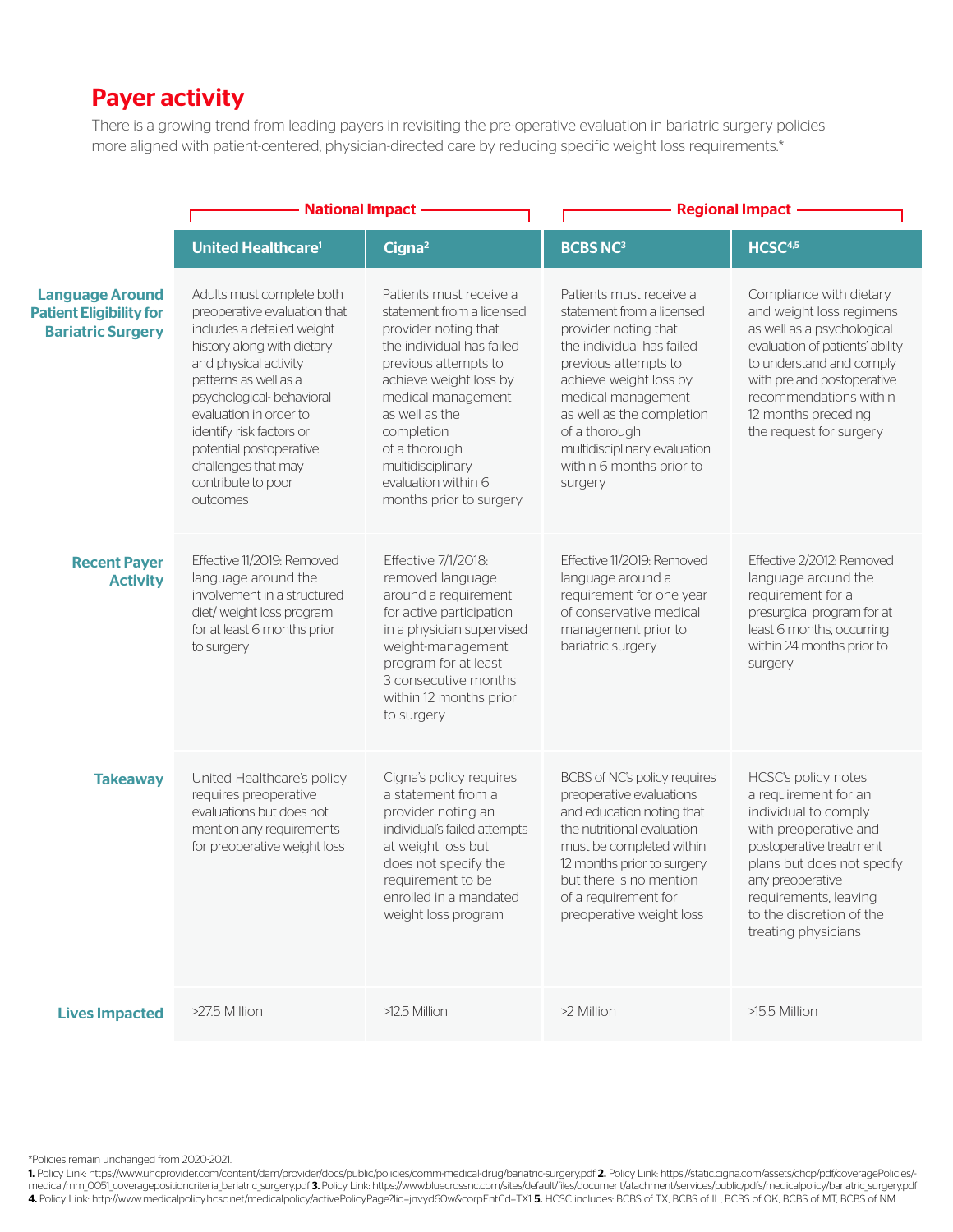## Payer activity

There is a growing trend from leading payers in revisiting the pre-operative evaluation in bariatric surgery policies more aligned with patient-centered, physician-directed care by reducing specific weight loss requirements.*

| | National Impact | | Regional Impact | |
|---|---|---|---|---|
| | **United Healthcare[1]** | **Cigna[2]** | **BCBS NC[3]** | **HCSC[4,5]** |
| **Language Around Patient Eligibility for Bariatric Surgery** | Adults must complete both preoperative evaluation that includes a detailed weight history along with dietary and physical activity patterns as well as a psychological- behavioral evaluation in order to identify risk factors or potential postoperative challenges that may contribute to poor outcomes | Patients must receive a statement from a licensed provider noting that the individual has failed previous attempts to achieve weight loss by medical management as well as the completion of a thorough multidisciplinary evaluation within 6 months prior to surgery | Patients must receive a statement from a licensed provider noting that the individual has failed previous attempts to achieve weight loss by medical management as well as the completion of a thorough multidisciplinary evaluation within 6 months prior to surgery | Compliance with dietary and weight loss regimens as well as a psychological evaluation of patients' ability to understand and comply with pre and postoperative recommendations within 12 months preceding the request for surgery |
| **Recent Payer Activity** | Effective 11/2019: Removed language around the involvement in a structured diet/ weight loss program for at least 6 months prior to surgery | Effective 7/1/2018: removed language around a requirement for active participation in a physician supervised weight-management program for at least 3 consecutive months within 12 months prior to surgery | Effective 11/2019: Removed language around a requirement for one year of conservative medical management prior to bariatric surgery | Effective 2/2012: Removed language around the requirement for a presurgical program for at least 6 months, occurring within 24 months prior to surgery |
| **Takeaway** | United Healthcare's policy requires preoperative evaluations but does not mention any requirements for preoperative weight loss | Cigna's policy requires a statement from a provider noting an individual's failed attempts at weight loss but does not specify the requirement to be enrolled in a mandated weight loss program | BCBS of NC's policy requires preoperative evaluations and education noting that the nutritional evaluation must be completed within 12 months prior to surgery but there is no mention of a requirement for preoperative weight loss | HCSC's policy notes a requirement for an individual to comply with preoperative and postoperative treatment plans but does not specify any preoperative requirements, leaving to the discretion of the treating physicians |
| **Lives Impacted** | >27.5 Million | >12.5 Million | >2 Million | >15.5 Million |

*Policies remain unchanged from 2020-2021.

**1.** Policy Link: https://www.uhcprovider.com/content/dam/provider/docs/public/policies/comm-medical-drug/bariatric-surgery.pdf **2.** Policy Link: https://static.cigna.com/assets/chcp/pdf/coveragePolicies/-medical/mm_0051_coveragepositioncriteria_bariatric_surgery.pdf **3.** Policy Link: https://www.bluecrossnc.com/sites/default/files/document/atachment/services/public/pdfs/medicalpolicy/bariatric_surgery.pdf **4.** Policy Link: http://www.medicalpolicy.hcsc.net/medicalpolicy/activePolicyPage?lid=jnvyd60w&corpEntCd=TX1 **5.** HCSC includes: BCBS of TX, BCBS of IL, BCBS of OK, BCBS of MT, BCBS of NM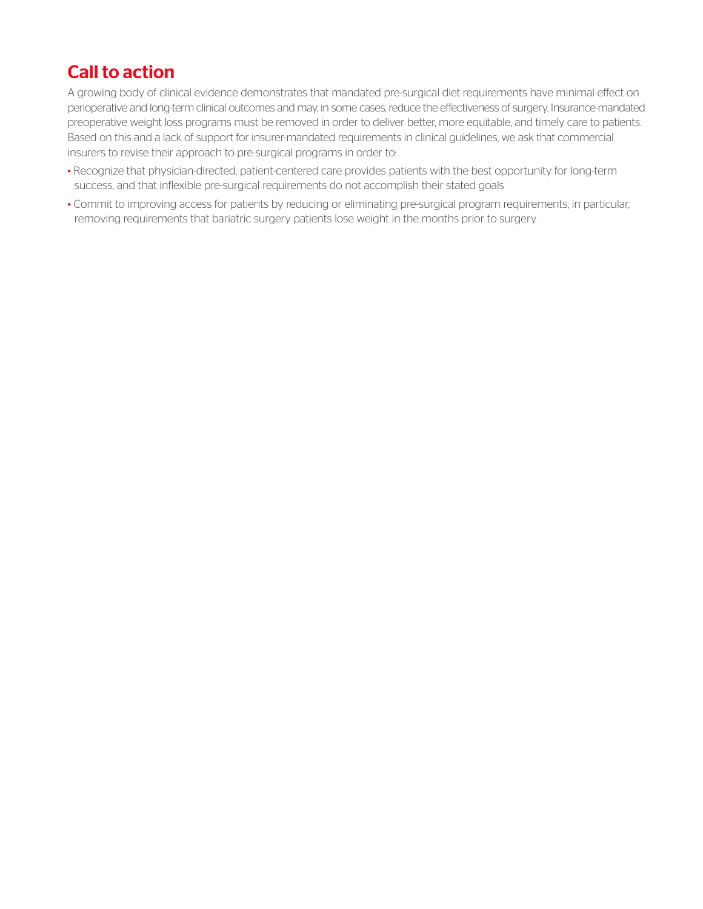## Call to action

A growing body of clinical evidence demonstrates that mandated pre-surgical diet requirements have minimal effect on perioperative and long-term clinical outcomes and may, in some cases, reduce the effectiveness of surgery. Insurance-mandated preoperative weight loss programs must be removed in order to deliver better, more equitable, and timely care to patients. Based on this and a lack of support for insurer-mandated requirements in clinical guidelines, we ask that commercial insurers to revise their approach to pre-surgical programs in order to:

- Recognize that physician-directed, patient-centered care provides patients with the best opportunity for long-term success, and that inflexible pre-surgical requirements do not accomplish their stated goals
- Commit to improving access for patients by reducing or eliminating pre-surgical program requirements; in particular, removing requirements that bariatric surgery patients lose weight in the months prior to surgery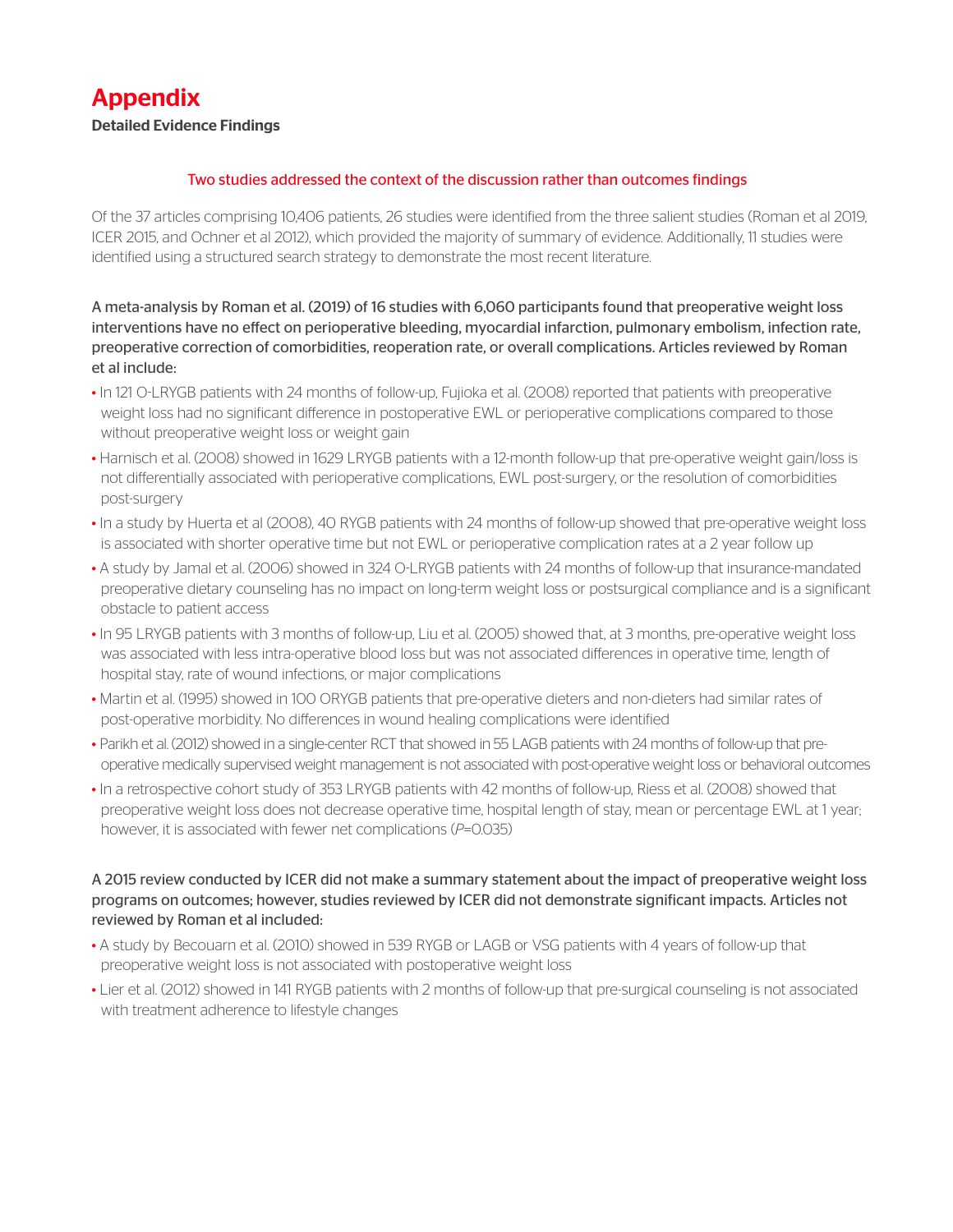# Appendix

**Detailed Evidence Findings**

Two studies addressed the context of the discussion rather than outcomes findings

Of the 37 articles comprising 10,406 patients, 26 studies were identified from the three salient studies (Roman et al 2019, ICER 2015, and Ochner et al 2012), which provided the majority of summary of evidence. Additionally, 11 studies were identified using a structured search strategy to demonstrate the most recent literature.

A meta-analysis by Roman et al. (2019) of 16 studies with 6,060 participants found that preoperative weight loss interventions have no effect on perioperative bleeding, myocardial infarction, pulmonary embolism, infection rate, preoperative correction of comorbidities, reoperation rate, or overall complications. Articles reviewed by Roman et al include:

- In 121 O-LRYGB patients with 24 months of follow-up, Fujioka et al. (2008) reported that patients with preoperative weight loss had no significant difference in postoperative EWL or perioperative complications compared to those without preoperative weight loss or weight gain
- Harnisch et al. (2008) showed in 1629 LRYGB patients with a 12-month follow-up that pre-operative weight gain/loss is not differentially associated with perioperative complications, EWL post-surgery, or the resolution of comorbidities post-surgery
- In a study by Huerta et al (2008), 40 RYGB patients with 24 months of follow-up showed that pre-operative weight loss is associated with shorter operative time but not EWL or perioperative complication rates at a 2 year follow up
- A study by Jamal et al. (2006) showed in 324 O-LRYGB patients with 24 months of follow-up that insurance-mandated preoperative dietary counseling has no impact on long-term weight loss or postsurgical compliance and is a significant obstacle to patient access
- In 95 LRYGB patients with 3 months of follow-up, Liu et al. (2005) showed that, at 3 months, pre-operative weight loss was associated with less intra-operative blood loss but was not associated differences in operative time, length of hospital stay, rate of wound infections, or major complications
- Martin et al. (1995) showed in 100 ORYGB patients that pre-operative dieters and non-dieters had similar rates of post-operative morbidity. No differences in wound healing complications were identified
- Parikh et al. (2012) showed in a single-center RCT that showed in 55 LAGB patients with 24 months of follow-up that pre-operative medically supervised weight management is not associated with post-operative weight loss or behavioral outcomes
- In a retrospective cohort study of 353 LRYGB patients with 42 months of follow-up, Riess et al. (2008) showed that preoperative weight loss does not decrease operative time, hospital length of stay, mean or percentage EWL at 1 year; however, it is associated with fewer net complications (*P*=0.035)

A 2015 review conducted by ICER did not make a summary statement about the impact of preoperative weight loss programs on outcomes; however, studies reviewed by ICER did not demonstrate significant impacts. Articles not reviewed by Roman et al included:

- A study by Becouarn et al. (2010) showed in 539 RYGB or LAGB or VSG patients with 4 years of follow-up that preoperative weight loss is not associated with postoperative weight loss
- Lier et al. (2012) showed in 141 RYGB patients with 2 months of follow-up that pre-surgical counseling is not associated with treatment adherence to lifestyle changes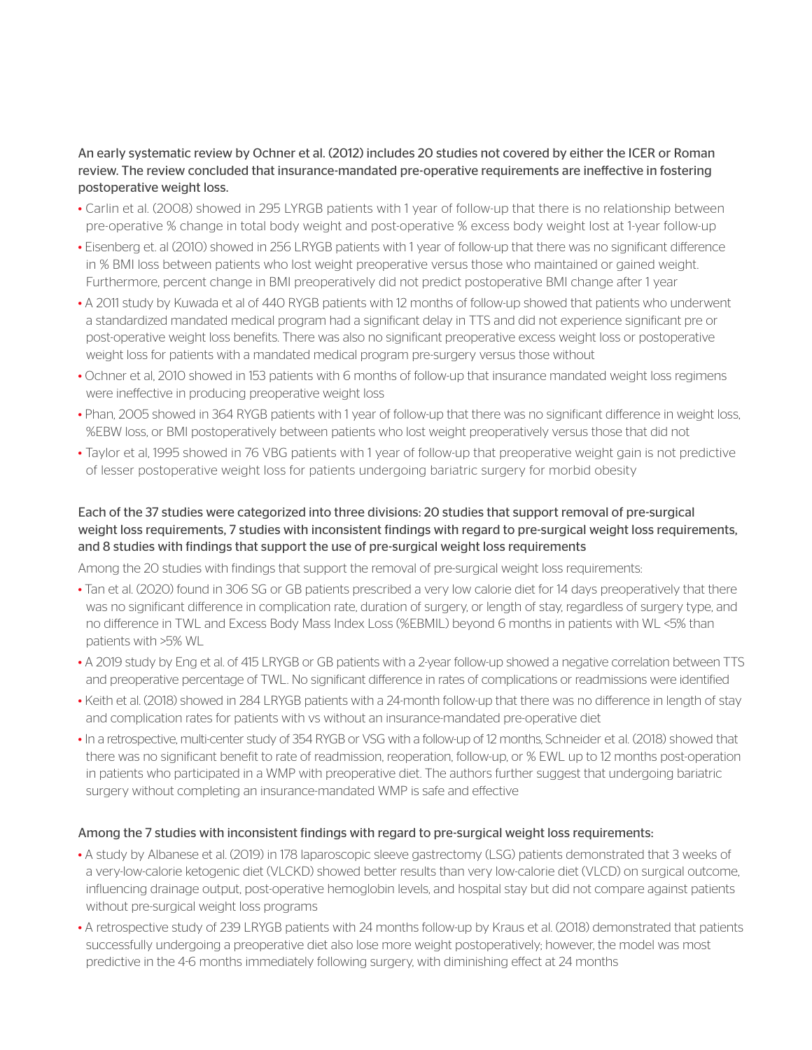An early systematic review by Ochner et al. (2012) includes 20 studies not covered by either the ICER or Roman review. The review concluded that insurance-mandated pre-operative requirements are ineffective in fostering postoperative weight loss.

- Carlin et al. (2008) showed in 295 LYRGB patients with 1 year of follow-up that there is no relationship between pre-operative % change in total body weight and post-operative % excess body weight lost at 1-year follow-up
- Eisenberg et. al (2010) showed in 256 LRYGB patients with 1 year of follow-up that there was no significant difference in % BMI loss between patients who lost weight preoperative versus those who maintained or gained weight. Furthermore, percent change in BMI preoperatively did not predict postoperative BMI change after 1 year
- A 2011 study by Kuwada et al of 440 RYGB patients with 12 months of follow-up showed that patients who underwent a standardized mandated medical program had a significant delay in TTS and did not experience significant pre or post-operative weight loss benefits. There was also no significant preoperative excess weight loss or postoperative weight loss for patients with a mandated medical program pre-surgery versus those without
- Ochner et al, 2010 showed in 153 patients with 6 months of follow-up that insurance mandated weight loss regimens were ineffective in producing preoperative weight loss
- Phan, 2005 showed in 364 RYGB patients with 1 year of follow-up that there was no significant difference in weight loss, %EBW loss, or BMI postoperatively between patients who lost weight preoperatively versus those that did not
- Taylor et al, 1995 showed in 76 VBG patients with 1 year of follow-up that preoperative weight gain is not predictive of lesser postoperative weight loss for patients undergoing bariatric surgery for morbid obesity

Each of the 37 studies were categorized into three divisions: 20 studies that support removal of pre-surgical weight loss requirements, 7 studies with inconsistent findings with regard to pre-surgical weight loss requirements, and 8 studies with findings that support the use of pre-surgical weight loss requirements

Among the 20 studies with findings that support the removal of pre-surgical weight loss requirements:

- Tan et al. (2020) found in 306 SG or GB patients prescribed a very low calorie diet for 14 days preoperatively that there was no significant difference in complication rate, duration of surgery, or length of stay, regardless of surgery type, and no difference in TWL and Excess Body Mass Index Loss (%EBMIL) beyond 6 months in patients with WL <5% than patients with >5% WL
- A 2019 study by Eng et al. of 415 LRYGB or GB patients with a 2-year follow-up showed a negative correlation between TTS and preoperative percentage of TWL. No significant difference in rates of complications or readmissions were identified
- Keith et al. (2018) showed in 284 LRYGB patients with a 24-month follow-up that there was no difference in length of stay and complication rates for patients with vs without an insurance-mandated pre-operative diet
- In a retrospective, multi-center study of 354 RYGB or VSG with a follow-up of 12 months, Schneider et al. (2018) showed that there was no significant benefit to rate of readmission, reoperation, follow-up, or % EWL up to 12 months post-operation in patients who participated in a WMP with preoperative diet. The authors further suggest that undergoing bariatric surgery without completing an insurance-mandated WMP is safe and effective

Among the 7 studies with inconsistent findings with regard to pre-surgical weight loss requirements:

- A study by Albanese et al. (2019) in 178 laparoscopic sleeve gastrectomy (LSG) patients demonstrated that 3 weeks of a very-low-calorie ketogenic diet (VLCKD) showed better results than very low-calorie diet (VLCD) on surgical outcome, influencing drainage output, post-operative hemoglobin levels, and hospital stay but did not compare against patients without pre-surgical weight loss programs
- A retrospective study of 239 LRYGB patients with 24 months follow-up by Kraus et al. (2018) demonstrated that patients successfully undergoing a preoperative diet also lose more weight postoperatively; however, the model was most predictive in the 4-6 months immediately following surgery, with diminishing effect at 24 months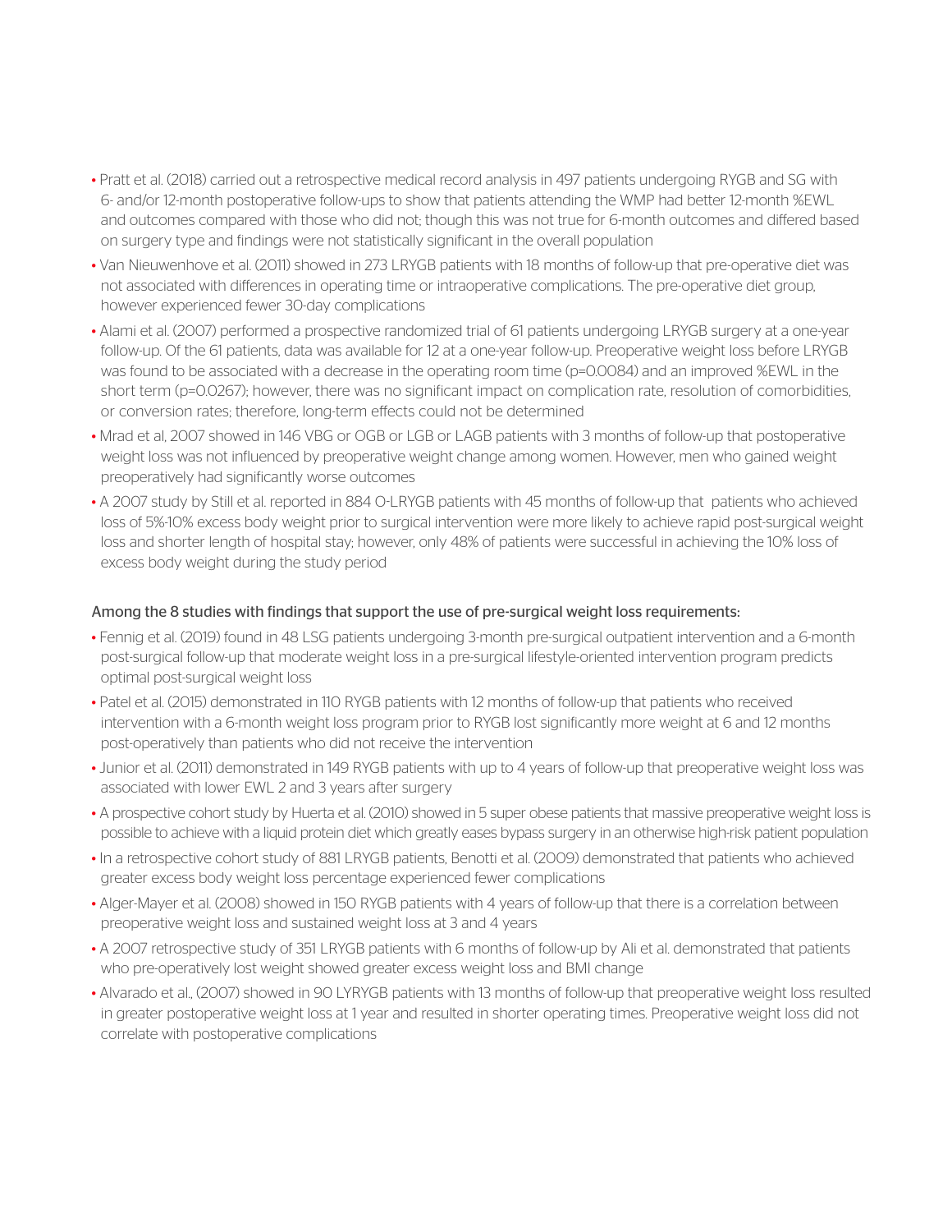- Pratt et al. (2018) carried out a retrospective medical record analysis in 497 patients undergoing RYGB and SG with 6- and/or 12-month postoperative follow-ups to show that patients attending the WMP had better 12-month %EWL and outcomes compared with those who did not; though this was not true for 6-month outcomes and differed based on surgery type and findings were not statistically significant in the overall population
- Van Nieuwenhove et al. (2011) showed in 273 LRYGB patients with 18 months of follow-up that pre-operative diet was not associated with differences in operating time or intraoperative complications. The pre-operative diet group, however experienced fewer 30-day complications
- Alami et al. (2007) performed a prospective randomized trial of 61 patients undergoing LRYGB surgery at a one-year follow-up. Of the 61 patients, data was available for 12 at a one-year follow-up. Preoperative weight loss before LRYGB was found to be associated with a decrease in the operating room time ($p=0.0084$) and an improved %EWL in the short term ($p=0.0267$); however, there was no significant impact on complication rate, resolution of comorbidities, or conversion rates; therefore, long-term effects could not be determined
- Mrad et al, 2007 showed in 146 VBG or OGB or LGB or LAGB patients with 3 months of follow-up that postoperative weight loss was not influenced by preoperative weight change among women. However, men who gained weight preoperatively had significantly worse outcomes
- A 2007 study by Still et al. reported in 884 O-LRYGB patients with 45 months of follow-up that patients who achieved loss of 5%-10% excess body weight prior to surgical intervention were more likely to achieve rapid post-surgical weight loss and shorter length of hospital stay; however, only 48% of patients were successful in achieving the 10% loss of excess body weight during the study period

Among the 8 studies with findings that support the use of pre-surgical weight loss requirements:

- Fennig et al. (2019) found in 48 LSG patients undergoing 3-month pre-surgical outpatient intervention and a 6-month post-surgical follow-up that moderate weight loss in a pre-surgical lifestyle-oriented intervention program predicts optimal post-surgical weight loss
- Patel et al. (2015) demonstrated in 110 RYGB patients with 12 months of follow-up that patients who received intervention with a 6-month weight loss program prior to RYGB lost significantly more weight at 6 and 12 months post-operatively than patients who did not receive the intervention
- Junior et al. (2011) demonstrated in 149 RYGB patients with up to 4 years of follow-up that preoperative weight loss was associated with lower EWL 2 and 3 years after surgery
- A prospective cohort study by Huerta et al. (2010) showed in 5 super obese patients that massive preoperative weight loss is possible to achieve with a liquid protein diet which greatly eases bypass surgery in an otherwise high-risk patient population
- In a retrospective cohort study of 881 LRYGB patients, Benotti et al. (2009) demonstrated that patients who achieved greater excess body weight loss percentage experienced fewer complications
- Alger-Mayer et al. (2008) showed in 150 RYGB patients with 4 years of follow-up that there is a correlation between preoperative weight loss and sustained weight loss at 3 and 4 years
- A 2007 retrospective study of 351 LRYGB patients with 6 months of follow-up by Ali et al. demonstrated that patients who pre-operatively lost weight showed greater excess weight loss and BMI change
- Alvarado et al., (2007) showed in 90 LYRYGB patients with 13 months of follow-up that preoperative weight loss resulted in greater postoperative weight loss at 1 year and resulted in shorter operating times. Preoperative weight loss did not correlate with postoperative complications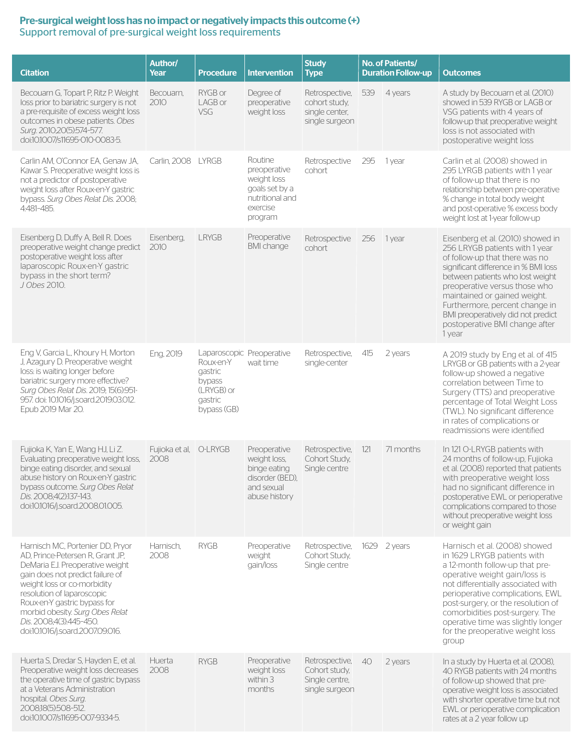**Pre-surgical weight loss has no impact or negatively impacts this outcome (+)**
Support removal of pre-surgical weight loss requirements

| Citation | Author/ Year | Procedure | Intervention | Study Type | No. of Patients/ Duration Follow-up | | Outcomes |
|---|---|---|---|---|---|---|---|
| Becouarn G, Topart P, Ritz P. Weight loss prior to bariatric surgery is not a pre-requisite of excess weight loss outcomes in obese patients. *Obes Surg.* 2010;20(5):574–577. doi:10.1007/s11695-010-0083-5. | Becouarn, 2010 | RYGB or LAGB or VSG | Degree of preoperative weight loss | Retrospective, cohort study, single center, single surgeon | 539 | 4 years | A study by Becouarn et al. (2010) showed in 539 RYGB or LAGB or VSG patients with 4 years of follow-up that preoperative weight loss is not associated with postoperative weight loss |
| Carlin AM, O'Connor EA, Genaw JA, Kawar S. Preoperative weight loss is not a predictor of postoperative weight loss after Roux-en-Y gastric bypass. *Surg Obes Relat Dis.* 2008; 4:481–485. | Carlin, 2008 | LYRGB | Routine preoperative weight loss goals set by a nutritional and exercise program | Retrospective cohort | 295 | 1 year | Carlin et al. (2008) showed in 295 LYRGB patients with 1 year of follow-up that there is no relationship between pre-operative % change in total body weight and post-operative % excess body weight lost at 1-year follow-up |
| Eisenberg D, Duffy A, Bell R. Does preoperative weight change predict postoperative weight loss after laparoscopic Roux-en-Y gastric bypass in the short term? *J Obes* 2010. | Eisenberg, 2010 | LRYGB | Preoperative BMI change | Retrospective cohort | 256 | 1 year | Eisenberg et al. (2010) showed in 256 LRYGB patients with 1 year of follow-up that there was no significant difference in % BMI loss between patients who lost weight preoperative versus those who maintained or gained weight. Furthermore, percent change in BMI preoperatively did not predict postoperative BMI change after 1 year |
| Eng V, Garcia L, Khoury H, Morton J, Azagury D. Preoperative weight loss: is waiting longer before bariatric surgery more effective? *Surg Obes Relat Dis.* 2019; 15(6):951-957. doi: 10.1016/j.soard.2019.03.012. Epub 2019 Mar 20. | Eng, 2019 | Laparoscopic Roux-en-Y gastric bypass (LRYGB) or gastric bypass (GB) | Preoperative wait time | Retrospective, single-center | 415 | 2 years | A 2019 study by Eng et al. of 415 LRYGB or GB patients with a 2-year follow-up showed a negative correlation between Time to Surgery (TTS) and preoperative percentage of Total Weight Loss (TWL). No significant difference in rates of complications or readmissions were identified |
| Fujioka K, Yan E, Wang HJ, Li Z. Evaluating preoperative weight loss, binge eating disorder, and sexual abuse history on Roux-en-Y gastric bypass outcome. *Surg Obes Relat Dis.* 2008;4(2):137-143. doi:10.1016/j.soard.2008.01.005. | Fujioka et al, 2008 | O-LRYGB | Preoperative weight loss, binge eating disorder (BED), and sexual abuse history | Retrospective, Cohort Study, Single centre | 121 | 71 months | In 121 O-LRYGB patients with 24 months of follow-up, Fujioka et al. (2008) reported that patients with preoperative weight loss had no significant difference in postoperative EWL or perioperative complications compared to those without preoperative weight loss or weight gain |
| Harnisch MC, Portenier DD, Pryor AD, Prince-Petersen R, Grant JP, DeMaria EJ. Preoperative weight gain does not predict failure of weight loss or co-morbidity resolution of laparoscopic Roux-en-Y gastric bypass for morbid obesity. *Surg Obes Relat Dis.* 2008;4(3):445–450. doi:10.1016/j.soard.2007.09.016. | Harnisch, 2008 | RYGB | Preoperative weight gain/loss | Retrospective, Cohort Study, Single centre | 1629 | 2 years | Harnisch et al. (2008) showed in 1629 LRYGB patients with a 12-month follow-up that pre-operative weight gain/loss is not differentially associated with perioperative complications, EWL post-surgery, or the resolution of comorbidities post-surgery. The operative time was slightly longer for the preoperative weight loss group |
| Huerta S, Dredar S, Hayden E, et al. Preoperative weight loss decreases the operative time of gastric bypass at a Veterans Administration hospital. *Obes Surg.* 2008;18(5):508–512. doi:10.1007/s11695-007-9334-5. | Huerta 2008 | RYGB | Preoperative weight loss within 3 months | Retrospective, Cohort study, Single centre, single surgeon | 40 | 2 years | In a study by Huerta et al. (2008), 40 RYGB patients with 24 months of follow-up showed that pre-operative weight loss is associated with shorter operative time but not EWL or perioperative complication rates at a 2 year follow up |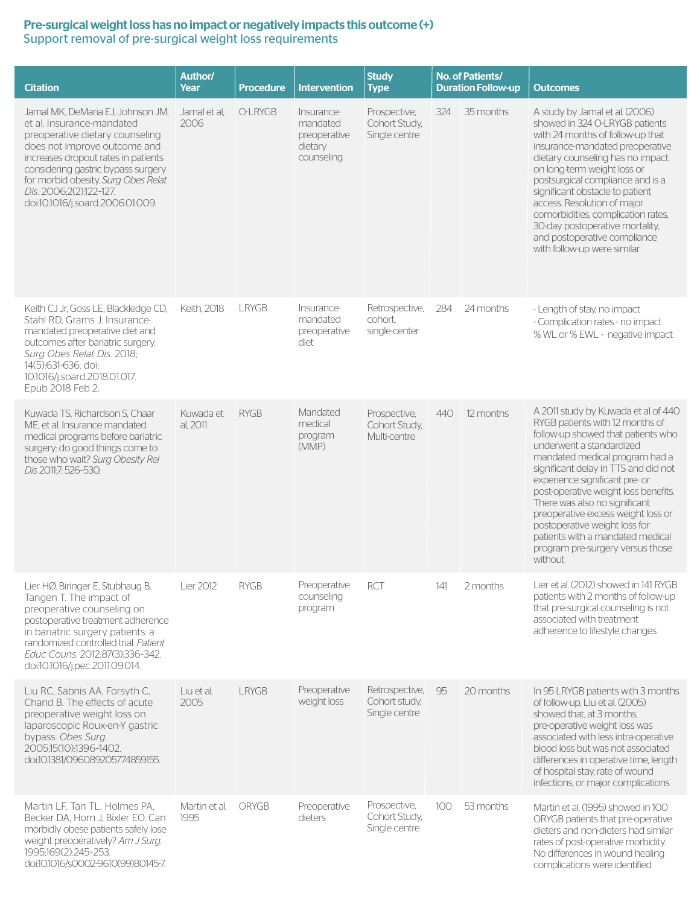**Pre-surgical weight loss has no impact or negatively impacts this outcome (+)**
Support removal of pre-surgical weight loss requirements

| Citation | Author/ Year | Procedure | Intervention | Study Type | No. of Patients/ | Duration Follow-up | Outcomes |
|---|---|---|---|---|---|---|---|
| Jamal MK, DeMaria EJ, Johnson JM, et al. Insurance-mandated preoperative dietary counseling does not improve outcome and increases dropout rates in patients considering gastric bypass surgery for morbid obesity. *Surg Obes Relat Dis.* 2006;2(2):122–127. doi:10.1016/j.soard.2006.01.009. | Jamal et al, 2006 | O-LRYGB | Insurance-mandated preoperative dietary counseling | Prospective, Cohort Study, Single centre | 324 | 35 months | A study by Jamal et al. (2006) showed in 324 O-LRYGB patients with 24 months of follow-up that insurance-mandated preoperative dietary counseling has no impact on long-term weight loss or postsurgical compliance and is a significant obstacle to patient access. Resolution of major comorbidities, complication rates, 30-day postoperative mortality, and postoperative compliance with follow-up were similar |
| Keith CJ Jr, Goss LE, Blackledge CD, Stahl RD, Grams J. Insurance-mandated preoperative diet and outcomes after bariatric surgery. *Surg Obes Relat Dis.* 2018; 14(5):631-636. doi: 10.1016/j.soard.2018.01.017. Epub 2018 Feb 2. | Keith, 2018 | LRYGB | Insurance-mandated preoperative diet | Retrospective, cohort, single-center | 284 | 24 months | - Length of stay, no impact<br>- Complication rates - no impact<br>% WL or % EWL - negative impact |
| Kuwada TS, Richardson S, Chaar ME, et al. Insurance mandated medical programs before bariatric surgery: do good things come to those who wait? *Surg Obesity Rel Dis* 2011;7: 526–530. | Kuwada et al, 2011 | RYGB | Mandated medical program (MMP) | Prospective, Cohort Study, Multi-centre | 440 | 12 months | A 2011 study by Kuwada et al of 440 RYGB patients with 12 months of follow-up showed that patients who underwent a standardized mandated medical program had a significant delay in TTS and did not experience significant pre- or post-operative weight loss benefits. There was also no significant preoperative excess weight loss or postoperative weight loss for patients with a mandated medical program pre-surgery versus those without |
| Lier HØ, Biringer E, Stubhaug B, Tangen T. The impact of preoperative counseling on postoperative treatment adherence in bariatric surgery patients: a randomized controlled trial. *Patient Educ Couns.* 2012;87(3):336–342. doi:10.1016/j.pec.2011.09.014. | Lier 2012 | RYGB | Preoperative counseling program | RCT | 141 | 2 months | Lier et al. (2012) showed in 141 RYGB patients with 2 months of follow-up that pre-surgical counseling is not associated with treatment adherence to lifestyle changes |
| Liu RC, Sabnis AA, Forsyth C, Chand B. The effects of acute preoperative weight loss on laparoscopic Roux-en-Y gastric bypass. *Obes Surg.* 2005;15(10):1396–1402. doi:10.1381/096089205774859155. | Liu et al, 2005 | LRYGB | Preoperative weight loss | Retrospective, Cohort study, Single centre | 95 | 20 months | In 95 LRYGB patients with 3 months of follow-up, Liu et al. (2005) showed that, at 3 months, pre-operative weight loss was associated with less intra-operative blood loss but was not associated differences in operative time, length of hospital stay, rate of wound infections, or major complications |
| Martin LF, Tan TL, Holmes PA, Becker DA, Horn J, Bixler EO. Can morbidly obese patients safely lose weight preoperatively? *Am J Surg.* 1995;169(2):245–253. doi:10.1016/s0002-9610(99)80145-7. | Martin et al, 1995 | ORYGB | Preoperative dieters | Prospective, Cohort Study, Single centre | 100 | 53 months | Martin et al. (1995) showed in 100 ORYGB patients that pre-operative dieters and non-dieters had similar rates of post-operative morbidity. No differences in wound healing complications were identified |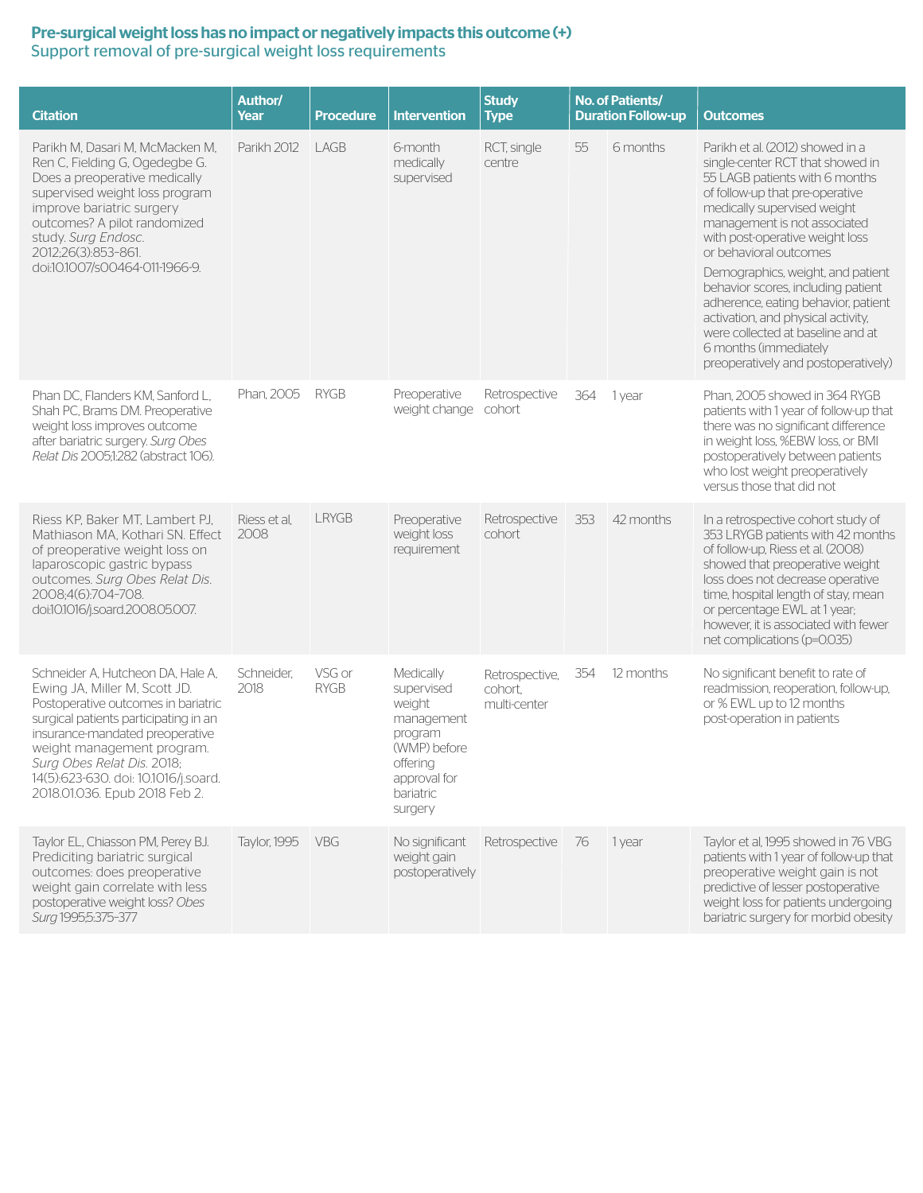**Pre-surgical weight loss has no impact or negatively impacts this outcome (+)**
Support removal of pre-surgical weight loss requirements

| Citation | Author/ Year | Procedure | Intervention | Study Type | No. of Patients/ Duration Follow-up | | Outcomes |
|---|---|---|---|---|---|---|---|
| Parikh M, Dasari M, McMacken M, Ren C, Fielding G, Ogedegbe G. Does a preoperative medically supervised weight loss program improve bariatric surgery outcomes? A pilot randomized study. *Surg Endosc.* 2012;26(3):853–861. doi:10.1007/s00464-011-1966-9. | Parikh 2012 | LAGB | 6-month medically supervised | RCT, single centre | 55 | 6 months | Parikh et al. (2012) showed in a single-center RCT that showed in 55 LAGB patients with 6 months of follow-up that pre-operative medically supervised weight management is not associated with post-operative weight loss or behavioral outcomes<br>Demographics, weight, and patient behavior scores, including patient adherence, eating behavior, patient activation, and physical activity, were collected at baseline and at 6 months (immediately preoperatively and postoperatively) |
| Phan DC, Flanders KM, Sanford L, Shah PC, Brams DM. Preoperative weight loss improves outcome after bariatric surgery. *Surg Obes Relat Dis* 2005;1:282 (abstract 106). | Phan, 2005 | RYGB | Preoperative weight change | Retrospective cohort | 364 | 1 year | Phan, 2005 showed in 364 RYGB patients with 1 year of follow-up that there was no significant difference in weight loss, %EBW loss, or BMI postoperatively between patients who lost weight preoperatively versus those that did not |
| Riess KP, Baker MT, Lambert PJ, Mathiason MA, Kothari SN. Effect of preoperative weight loss on laparoscopic gastric bypass outcomes. *Surg Obes Relat Dis.* 2008;4(6):704-708. doi:10.1016/j.soard.2008.05.007. | Riess et al, 2008 | LRYGB | Preoperative weight loss requirement | Retrospective cohort | 353 | 42 months | In a retrospective cohort study of 353 LRYGB patients with 42 months of follow-up, Riess et al. (2008) showed that preoperative weight loss does not decrease operative time, hospital length of stay, mean or percentage EWL at 1 year; however, it is associated with fewer net complications (p=0.035) |
| Schneider A, Hutcheon DA, Hale A, Ewing JA, Miller M, Scott JD. Postoperative outcomes in bariatric surgical patients participating in an insurance-mandated preoperative weight management program. *Surg Obes Relat Dis.* 2018; 14(5):623-630. doi: 10.1016/j.soard.2018.01.036. Epub 2018 Feb 2. | Schneider, 2018 | VSG or RYGB | Medically supervised weight management program (WMP) before offering approval for bariatric surgery | Retrospective, cohort, multi-center | 354 | 12 months | No significant benefit to rate of readmission, reoperation, follow-up, or % EWL up to 12 months post-operation in patients |
| Taylor EL, Chiasson PM, Perey BJ. Prediciting bariatric surgical outcomes: does preoperative weight gain correlate with less postoperative weight loss? *Obes Surg* 1995;5:375–377 | Taylor, 1995 | VBG | No significant weight gain postoperatively | Retrospective | 76 | 1 year | Taylor et al, 1995 showed in 76 VBG patients with 1 year of follow-up that preoperative weight gain is not predictive of lesser postoperative weight loss for patients undergoing bariatric surgery for morbid obesity |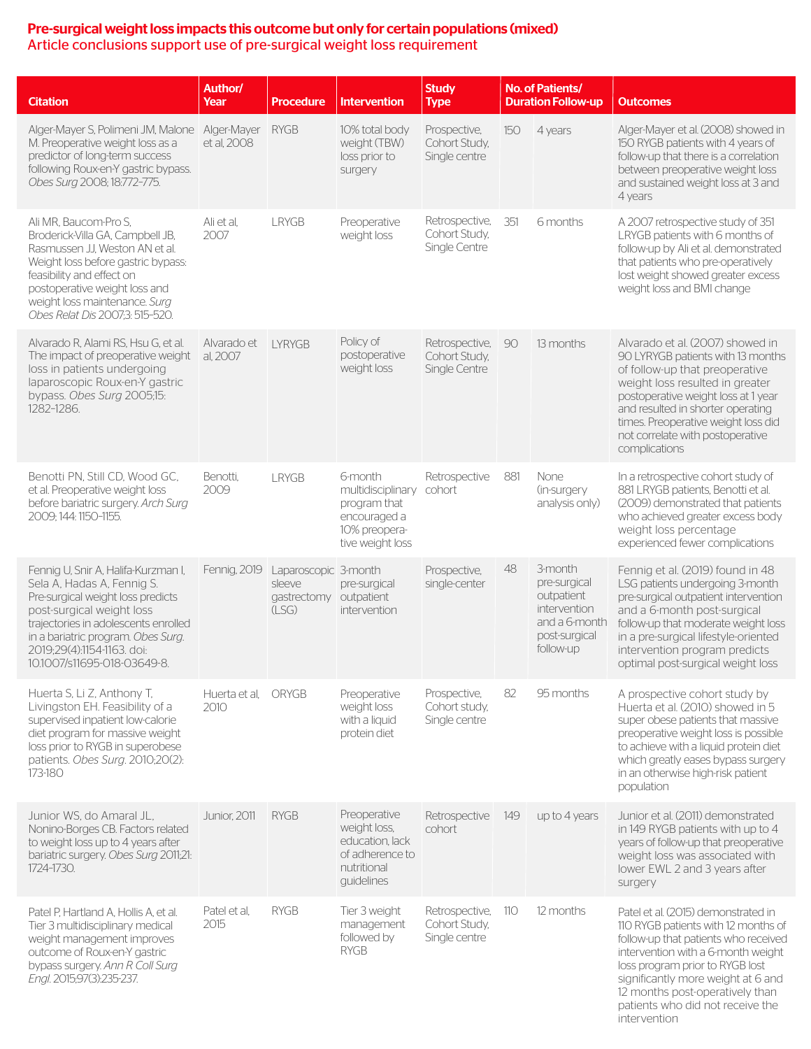## Pre-surgical weight loss impacts this outcome but only for certain populations (mixed)

### Article conclusions support use of pre-surgical weight loss requirement

| Citation | Author/ Year | Procedure | Intervention | Study Type | No. of Patients/ Duration Follow-up | | Outcomes |
|---|---|---|---|---|---|---|---|
| Alger-Mayer S, Polimeni JM, Malone M. Preoperative weight loss as a predictor of long-term success following Roux-en-Y gastric bypass. *Obes Surg* 2008; 18:772–775. | Alger-Mayer et al, 2008 | RYGB | 10% total body weight (TBW) loss prior to surgery | Prospective, Cohort Study, Single centre | 150 | 4 years | Alger-Mayer et al. (2008) showed in 150 RYGB patients with 4 years of follow-up that there is a correlation between preoperative weight loss and sustained weight loss at 3 and 4 years |
| Ali MR, Baucom-Pro S, Broderick-Villa GA, Campbell JB, Rasmussen JJ, Weston AN et al. Weight loss before gastric bypass: feasibility and effect on postoperative weight loss and weight loss maintenance. *Surg Obes Relat Dis* 2007;3: 515–520. | Ali et al, 2007 | LRYGB | Preoperative weight loss | Retrospective, Cohort Study, Single Centre | 351 | 6 months | A 2007 retrospective study of 351 LRYGB patients with 6 months of follow-up by Ali et al. demonstrated that patients who pre-operatively lost weight showed greater excess weight loss and BMI change |
| Alvarado R, Alami RS, Hsu G, et al. The impact of preoperative weight loss in patients undergoing laparoscopic Roux-en-Y gastric bypass. *Obes Surg* 2005;15: 1282–1286. | Alvarado et al, 2007 | LYRYGB | Policy of postoperative weight loss | Retrospective, Cohort Study, Single Centre | 90 | 13 months | Alvarado et al. (2007) showed in 90 LYRYGB patients with 13 months of follow-up that preoperative weight loss resulted in greater postoperative weight loss at 1 year and resulted in shorter operating times. Preoperative weight loss did not correlate with postoperative complications |
| Benotti PN, Still CD, Wood GC, et al. Preoperative weight loss before bariatric surgery. *Arch Surg* 2009; 144: 1150–1155. | Benotti, 2009 | LRYGB | 6-month multidisciplinary program that encouraged a 10% preoperative weight loss | Retrospective cohort | 881 | None (in-surgery analysis only) | In a retrospective cohort study of 881 LRYGB patients, Benotti et al. (2009) demonstrated that patients who achieved greater excess body weight loss percentage experienced fewer complications |
| Fennig U, Snir A, Halifa-Kurzman I, Sela A, Hadas A, Fennig S. Pre-surgical weight loss predicts post-surgical weight loss trajectories in adolescents enrolled in a bariatric program. *Obes Surg.* 2019;29(4):1154-1163. doi: 10.1007/s11695-018-03649-8. | Fennig, 2019 | Laparoscopic sleeve gastrectomy (LSG) | 3-month pre-surgical outpatient intervention | Prospective, single-center | 48 | 3-month pre-surgical outpatient intervention and a 6-month post-surgical follow-up | Fennig et al. (2019) found in 48 LSG patients undergoing 3-month pre-surgical outpatient intervention and a 6-month post-surgical follow-up that moderate weight loss in a pre-surgical lifestyle-oriented intervention program predicts optimal post-surgical weight loss |
| Huerta S, Li Z, Anthony T, Livingston EH. Feasibility of a supervised inpatient low-calorie diet program for massive weight loss prior to RYGB in superobese patients. *Obes Surg.* 2010;20(2): 173-180 | Huerta et al, 2010 | ORYGB | Preoperative weight loss with a liquid protein diet | Prospective, Cohort study, Single centre | 82 | 95 months | A prospective cohort study by Huerta et al. (2010) showed in 5 super obese patients that massive preoperative weight loss is possible to achieve with a liquid protein diet which greatly eases bypass surgery in an otherwise high-risk patient population |
| Junior WS, do Amaral JL, Nonino-Borges CB. Factors related to weight loss up to 4 years after bariatric surgery. *Obes Surg* 2011;21: 1724-1730. | Junior, 2011 | RYGB | Preoperative weight loss, education, lack of adherence to nutritional guidelines | Retrospective cohort | 149 | up to 4 years | Junior et al. (2011) demonstrated in 149 RYGB patients with up to 4 years of follow-up that preoperative weight loss was associated with lower EWL 2 and 3 years after surgery |
| Patel P, Hartland A, Hollis A, et al. Tier 3 multidisciplinary medical weight management improves outcome of Roux-en-Y gastric bypass surgery. *Ann R Coll Surg Engl.* 2015;97(3):235-237. | Patel et al, 2015 | RYGB | Tier 3 weight management followed by RYGB | Retrospective, Cohort Study, Single centre | 110 | 12 months | Patel et al. (2015) demonstrated in 110 RYGB patients with 12 months of follow-up that patients who received intervention with a 6-month weight loss program prior to RYGB lost significantly more weight at 6 and 12 months post-operatively than patients who did not receive the intervention |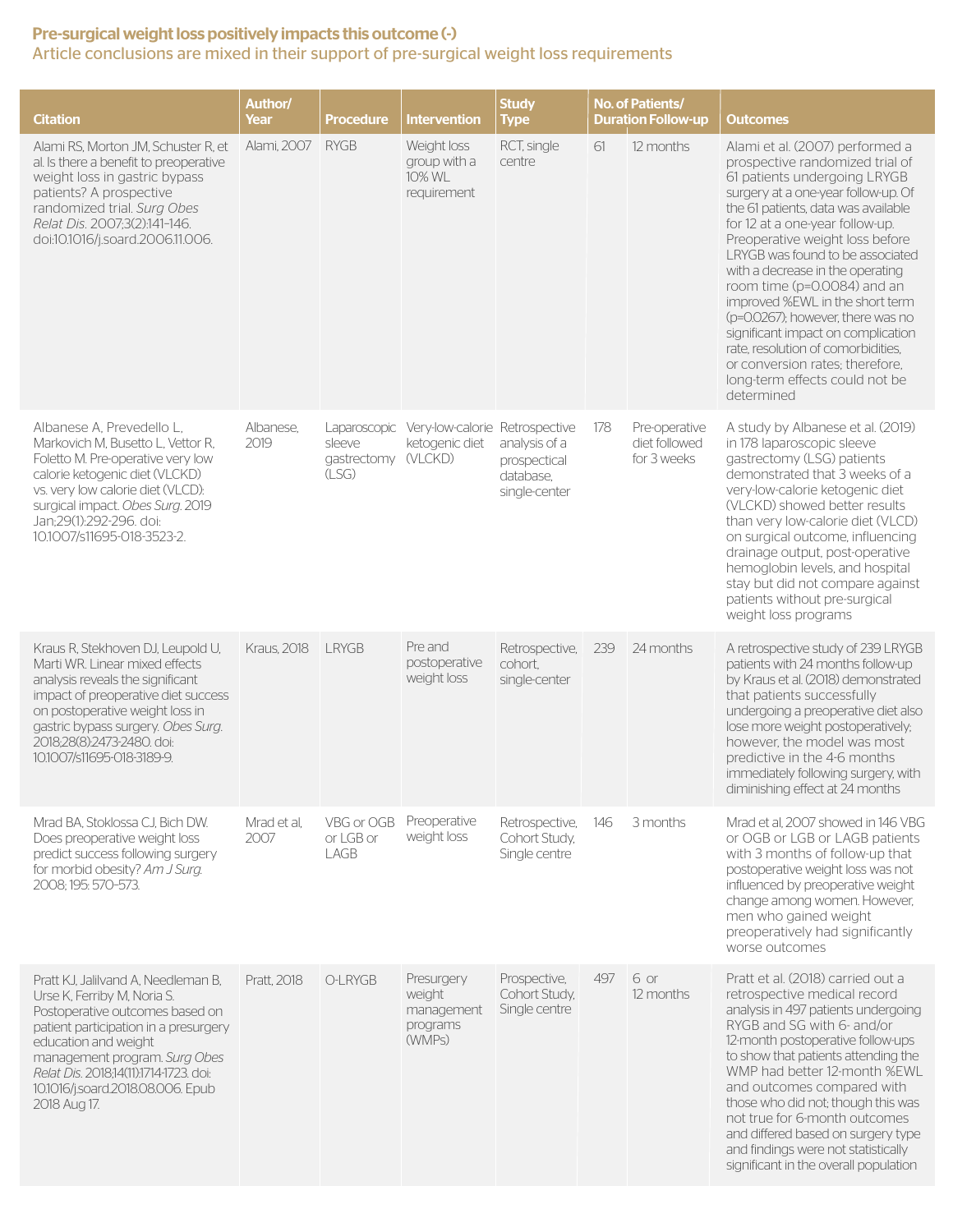**Pre-surgical weight loss positively impacts this outcome (-)**

Article conclusions are mixed in their support of pre-surgical weight loss requirements

| Citation | Author/ Year | Procedure | Intervention | Study Type | No. of Patients/ | Duration Follow-up | Outcomes |
|---|---|---|---|---|---|---|---|
| Alami RS, Morton JM, Schuster R, et al. Is there a benefit to preoperative weight loss in gastric bypass patients? A prospective randomized trial. *Surg Obes Relat Dis.* 2007;3(2):141-146. doi:10.1016/j.soard.2006.11.006. | Alami, 2007 | RYGB | Weight loss group with a 10% WL requirement | RCT, single centre | 61 | 12 months | Alami et al. (2007) performed a prospective randomized trial of 61 patients undergoing LRYGB surgery at a one-year follow-up. Of the 61 patients, data was available for 12 at a one-year follow-up. Preoperative weight loss before LRYGB was found to be associated with a decrease in the operating room time ($p=0.0084$) and an improved %EWL in the short term ($p=0.0267$); however, there was no significant impact on complication rate, resolution of comorbidities, or conversion rates; therefore, long-term effects could not be determined |
| Albanese A, Prevedello L, Markovich M, Busetto L, Vettor R, Foletto M. Pre-operative very low calorie ketogenic diet (VLCKD) vs. very low calorie diet (VLCD): surgical impact. *Obes Surg.* 2019 Jan;29(1):292-296. doi: 10.1007/s11695-018-3523-2. | Albanese, 2019 | Laparoscopic sleeve gastrectomy (LSG) | Very-low-calorie ketogenic diet (VLCKD) | Retrospective analysis of a prospectical database, single-center | 178 | Pre-operative diet followed for 3 weeks | A study by Albanese et al. (2019) in 178 laparoscopic sleeve gastrectomy (LSG) patients demonstrated that 3 weeks of a very-low-calorie ketogenic diet (VLCKD) showed better results than very low-calorie diet (VLCD) on surgical outcome, influencing drainage output, post-operative hemoglobin levels, and hospital stay but did not compare against patients without pre-surgical weight loss programs |
| Kraus R, Stekhoven DJ, Leupold U, Marti WR. Linear mixed effects analysis reveals the significant impact of preoperative diet success on postoperative weight loss in gastric bypass surgery. *Obes Surg.* 2018;28(8):2473-2480. doi: 10.1007/s11695-018-3189-9. | Kraus, 2018 | LRYGB | Pre and postoperative weight loss | Retrospective, cohort, single-center | 239 | 24 months | A retrospective study of 239 LRYGB patients with 24 months follow-up by Kraus et al. (2018) demonstrated that patients successfully undergoing a preoperative diet also lose more weight postoperatively; however, the model was most predictive in the 4-6 months immediately following surgery, with diminishing effect at 24 months |
| Mrad BA, Stoklossa CJ, Bich DW. Does preoperative weight loss predict success following surgery for morbid obesity? *Am J Surg.* 2008; 195: 570–573. | Mrad et al, 2007 | VBG or OGB or LGB or LAGB | Preoperative weight loss | Retrospective, Cohort Study, Single centre | 146 | 3 months | Mrad et al, 2007 showed in 146 VBG or OGB or LGB or LAGB patients with 3 months of follow-up that postoperative weight loss was not influenced by preoperative weight change among women. However, men who gained weight preoperatively had significantly worse outcomes |
| Pratt KJ, Jalilvand A, Needleman B, Urse K, Ferriby M, Noria S. Postoperative outcomes based on patient participation in a presurgery education and weight management program. *Surg Obes Relat Dis.* 2018;14(11):1714-1723. doi: 10.1016/j.soard.2018.08.006. Epub 2018 Aug 17. | Pratt, 2018 | O-LRYGB | Presurgery weight management programs (WMPs) | Prospective, Cohort Study, Single centre | 497 | 6 or 12 months | Pratt et al. (2018) carried out a retrospective medical record analysis in 497 patients undergoing RYGB and SG with 6- and/or 12-month postoperative follow-ups to show that patients attending the WMP had better 12-month %EWL and outcomes compared with those who did not; though this was not true for 6-month outcomes and differed based on surgery type and findings were not statistically significant in the overall population |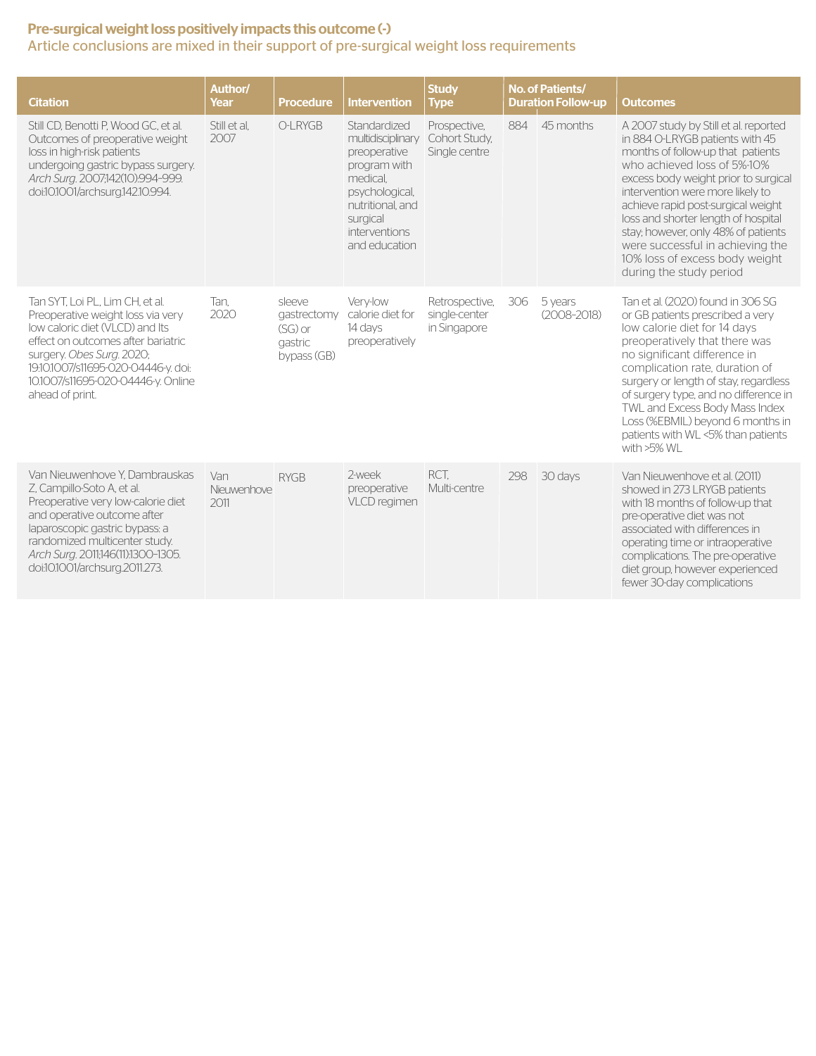**Pre-surgical weight loss positively impacts this outcome (-)**

Article conclusions are mixed in their support of pre-surgical weight loss requirements

| Citation | Author/ Year | Procedure | Intervention | Study Type | No. of Patients/ | Duration Follow-up | Outcomes |
|---|---|---|---|---|---|---|---|
| Still CD, Benotti P, Wood GC, et al. Outcomes of preoperative weight loss in high-risk patients undergoing gastric bypass surgery. *Arch Surg*. 2007;142(10):994–999. doi:10.1001/archsurg.142.10.994. | Still et al, 2007 | O-LRYGB | Standardized multidisciplinary preoperative program with medical, psychological, nutritional, and surgical interventions and education | Prospective, Cohort Study, Single centre | 884 | 45 months | A 2007 study by Still et al. reported in 884 O-LRYGB patients with 45 months of follow-up that patients who achieved loss of 5%-10% excess body weight prior to surgical intervention were more likely to achieve rapid post-surgical weight loss and shorter length of hospital stay; however, only 48% of patients were successful in achieving the 10% loss of excess body weight during the study period |
| Tan SYT, Loi PL, Lim CH, et al. Preoperative weight loss via very low caloric diet (VLCD) and Its effect on outcomes after bariatric surgery. *Obes Surg*. 2020; 19:10.1007/s11695-020-04446-y. doi: 10.1007/s11695-020-04446-y. Online ahead of print. | Tan, 2020 | sleeve gastrectomy (SG) or gastric bypass (GB) | Very-low calorie diet for 14 days preoperatively | Retrospective, single-center in Singapore | 306 | 5 years (2008-2018) | Tan et al. (2020) found in 306 SG or GB patients prescribed a very low calorie diet for 14 days preoperatively that there was no significant difference in complication rate, duration of surgery or length of stay, regardless of surgery type, and no difference in TWL and Excess Body Mass Index Loss (%EBMIL) beyond 6 months in patients with WL <5% than patients with >5% WL |
| Van Nieuwenhove Y, Dambrauskas Z, Campillo-Soto A, et al. Preoperative very low-calorie diet and operative outcome after laparoscopic gastric bypass: a randomized multicenter study. *Arch Surg*. 2011;146(11):1300–1305. doi:10.1001/archsurg.2011.273. | Van Nieuwenhove 2011 | RYGB | 2-week preoperative VLCD regimen | RCT, Multi-centre | 298 | 30 days | Van Nieuwenhove et al. (2011) showed in 273 LRYGB patients with 18 months of follow-up that pre-operative diet was not associated with differences in operating time or intraoperative complications. The pre-operative diet group, however experienced fewer 30-day complications |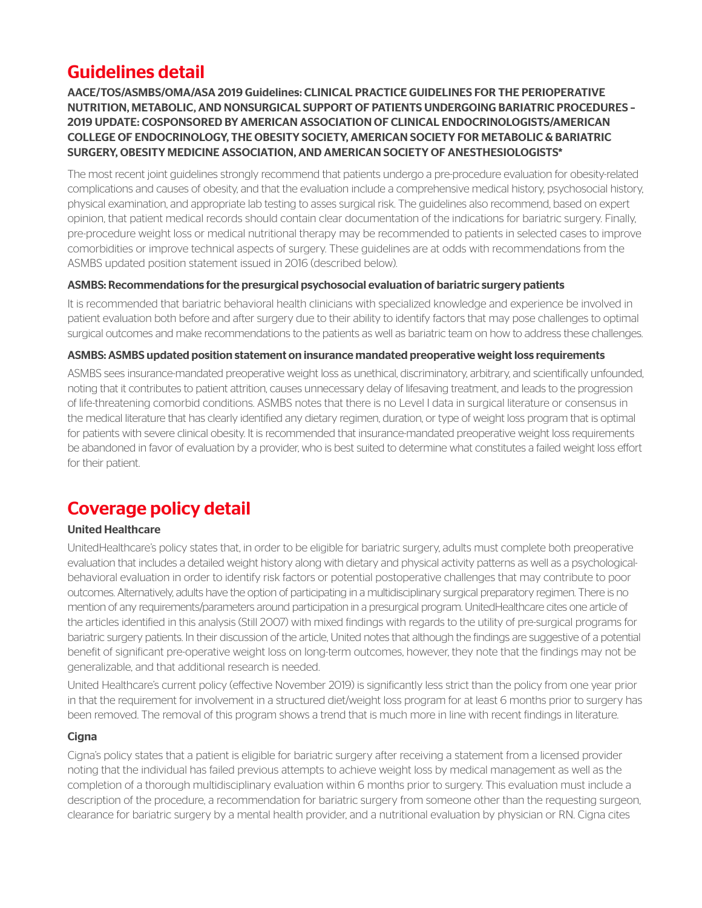## Guidelines detail

**AACE/TOS/ASMBS/OMA/ASA 2019 Guidelines: CLINICAL PRACTICE GUIDELINES FOR THE PERIOPERATIVE NUTRITION, METABOLIC, AND NONSURGICAL SUPPORT OF PATIENTS UNDERGOING BARIATRIC PROCEDURES – 2019 UPDATE: COSPONSORED BY AMERICAN ASSOCIATION OF CLINICAL ENDOCRINOLOGISTS/AMERICAN COLLEGE OF ENDOCRINOLOGY, THE OBESITY SOCIETY, AMERICAN SOCIETY FOR METABOLIC & BARIATRIC SURGERY, OBESITY MEDICINE ASSOCIATION, AND AMERICAN SOCIETY OF ANESTHESIOLOGISTS***

The most recent joint guidelines strongly recommend that patients undergo a pre-procedure evaluation for obesity-related complications and causes of obesity, and that the evaluation include a comprehensive medical history, psychosocial history, physical examination, and appropriate lab testing to asses surgical risk. The guidelines also recommend, based on expert opinion, that patient medical records should contain clear documentation of the indications for bariatric surgery. Finally, pre-procedure weight loss or medical nutritional therapy may be recommended to patients in selected cases to improve comorbidities or improve technical aspects of surgery. These guidelines are at odds with recommendations from the ASMBS updated position statement issued in 2016 (described below).

**ASMBS: Recommendations for the presurgical psychosocial evaluation of bariatric surgery patients**

It is recommended that bariatric behavioral health clinicians with specialized knowledge and experience be involved in patient evaluation both before and after surgery due to their ability to identify factors that may pose challenges to optimal surgical outcomes and make recommendations to the patients as well as bariatric team on how to address these challenges.

**ASMBS: ASMBS updated position statement on insurance mandated preoperative weight loss requirements**

ASMBS sees insurance-mandated preoperative weight loss as unethical, discriminatory, arbitrary, and scientifically unfounded, noting that it contributes to patient attrition, causes unnecessary delay of lifesaving treatment, and leads to the progression of life-threatening comorbid conditions. ASMBS notes that there is no Level I data in surgical literature or consensus in the medical literature that has clearly identified any dietary regimen, duration, or type of weight loss program that is optimal for patients with severe clinical obesity. It is recommended that insurance-mandated preoperative weight loss requirements be abandoned in favor of evaluation by a provider, who is best suited to determine what constitutes a failed weight loss effort for their patient.

## Coverage policy detail

**United Healthcare**

UnitedHealthcare's policy states that, in order to be eligible for bariatric surgery, adults must complete both preoperative evaluation that includes a detailed weight history along with dietary and physical activity patterns as well as a psychological-behavioral evaluation in order to identify risk factors or potential postoperative challenges that may contribute to poor outcomes. Alternatively, adults have the option of participating in a multidisciplinary surgical preparatory regimen. There is no mention of any requirements/parameters around participation in a presurgical program. UnitedHealthcare cites one article of the articles identified in this analysis (Still 2007) with mixed findings with regards to the utility of pre-surgical programs for bariatric surgery patients. In their discussion of the article, United notes that although the findings are suggestive of a potential benefit of significant pre-operative weight loss on long-term outcomes, however, they note that the findings may not be generalizable, and that additional research is needed.

United Healthcare's current policy (effective November 2019) is significantly less strict than the policy from one year prior in that the requirement for involvement in a structured diet/weight loss program for at least 6 months prior to surgery has been removed. The removal of this program shows a trend that is much more in line with recent findings in literature.

**Cigna**

Cigna's policy states that a patient is eligible for bariatric surgery after receiving a statement from a licensed provider noting that the individual has failed previous attempts to achieve weight loss by medical management as well as the completion of a thorough multidisciplinary evaluation within 6 months prior to surgery. This evaluation must include a description of the procedure, a recommendation for bariatric surgery from someone other than the requesting surgeon, clearance for bariatric surgery by a mental health provider, and a nutritional evaluation by physician or RN. Cigna cites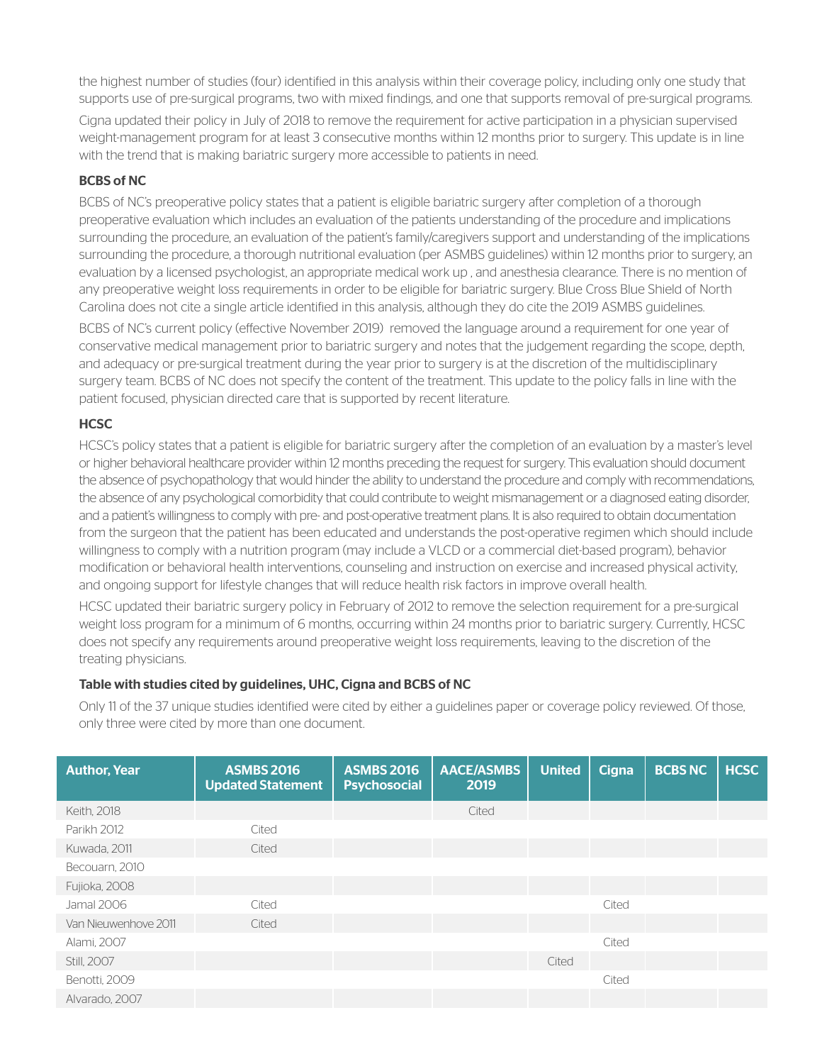the highest number of studies (four) identified in this analysis within their coverage policy, including only one study that supports use of pre-surgical programs, two with mixed findings, and one that supports removal of pre-surgical programs.

Cigna updated their policy in July of 2018 to remove the requirement for active participation in a physician supervised weight-management program for at least 3 consecutive months within 12 months prior to surgery. This update is in line with the trend that is making bariatric surgery more accessible to patients in need.

### BCBS of NC

BCBS of NC's preoperative policy states that a patient is eligible bariatric surgery after completion of a thorough preoperative evaluation which includes an evaluation of the patients understanding of the procedure and implications surrounding the procedure, an evaluation of the patient's family/caregivers support and understanding of the implications surrounding the procedure, a thorough nutritional evaluation (per ASMBS guidelines) within 12 months prior to surgery, an evaluation by a licensed psychologist, an appropriate medical work up , and anesthesia clearance. There is no mention of any preoperative weight loss requirements in order to be eligible for bariatric surgery. Blue Cross Blue Shield of North Carolina does not cite a single article identified in this analysis, although they do cite the 2019 ASMBS guidelines.

BCBS of NC's current policy (effective November 2019) removed the language around a requirement for one year of conservative medical management prior to bariatric surgery and notes that the judgement regarding the scope, depth, and adequacy or pre-surgical treatment during the year prior to surgery is at the discretion of the multidisciplinary surgery team. BCBS of NC does not specify the content of the treatment. This update to the policy falls in line with the patient focused, physician directed care that is supported by recent literature.

### HCSC

HCSC's policy states that a patient is eligible for bariatric surgery after the completion of an evaluation by a master's level or higher behavioral healthcare provider within 12 months preceding the request for surgery. This evaluation should document the absence of psychopathology that would hinder the ability to understand the procedure and comply with recommendations, the absence of any psychological comorbidity that could contribute to weight mismanagement or a diagnosed eating disorder, and a patient's willingness to comply with pre- and post-operative treatment plans. It is also required to obtain documentation from the surgeon that the patient has been educated and understands the post-operative regimen which should include willingness to comply with a nutrition program (may include a VLCD or a commercial diet-based program), behavior modification or behavioral health interventions, counseling and instruction on exercise and increased physical activity, and ongoing support for lifestyle changes that will reduce health risk factors in improve overall health.

HCSC updated their bariatric surgery policy in February of 2012 to remove the selection requirement for a pre-surgical weight loss program for a minimum of 6 months, occurring within 24 months prior to bariatric surgery. Currently, HCSC does not specify any requirements around preoperative weight loss requirements, leaving to the discretion of the treating physicians.

#### Table with studies cited by guidelines, UHC, Cigna and BCBS of NC

Only 11 of the 37 unique studies identified were cited by either a guidelines paper or coverage policy reviewed. Of those, only three were cited by more than one document.

| Author, Year | ASMBS 2016 Updated Statement | ASMBS 2016 Psychosocial | AACE/ASMBS 2019 | United | Cigna | BCBS NC | HCSC |
|---|---|---|---|---|---|---|---|
| Keith, 2018 | | | Cited | | | | |
| Parikh 2012 | Cited | | | | | | |
| Kuwada, 2011 | Cited | | | | | | |
| Becouarn, 2010 | | | | | | | |
| Fujioka, 2008 | | | | | | | |
| Jamal 2006 | Cited | | | | Cited | | |
| Van Nieuwenhove 2011 | Cited | | | | | | |
| Alami, 2007 | | | | | Cited | | |
| Still, 2007 | | | | Cited | | | |
| Benotti, 2009 | | | | | Cited | | |
| Alvarado, 2007 | | | | | | | |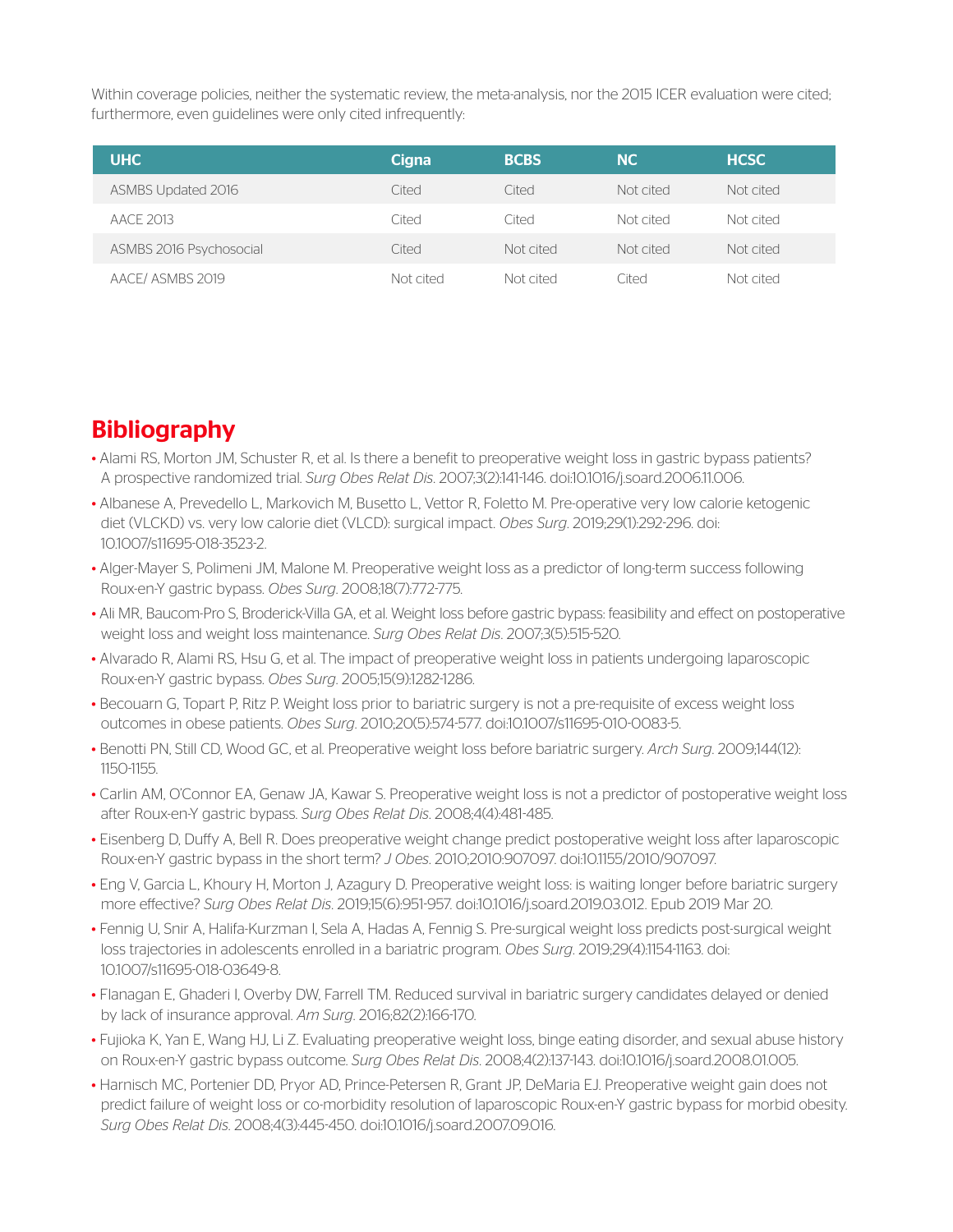Within coverage policies, neither the systematic review, the meta-analysis, nor the 2015 ICER evaluation were cited; furthermore, even guidelines were only cited infrequently:

| UHC | Cigna | BCBS | NC | HCSC |
|---|---|---|---|---|
| ASMBS Updated 2016 | Cited | Cited | Not cited | Not cited |
| AACE 2013 | Cited | Cited | Not cited | Not cited |
| ASMBS 2016 Psychosocial | Cited | Not cited | Not cited | Not cited |
| AACE/ ASMBS 2019 | Not cited | Not cited | Cited | Not cited |

## Bibliography

- Alami RS, Morton JM, Schuster R, et al. Is there a benefit to preoperative weight loss in gastric bypass patients? A prospective randomized trial. *Surg Obes Relat Dis*. 2007;3(2):141-146. doi:10.1016/j.soard.2006.11.006.
- Albanese A, Prevedello L, Markovich M, Busetto L, Vettor R, Foletto M. Pre-operative very low calorie ketogenic diet (VLCKD) vs. very low calorie diet (VLCD): surgical impact. *Obes Surg*. 2019;29(1):292-296. doi: 10.1007/s11695-018-3523-2.
- Alger-Mayer S, Polimeni JM, Malone M. Preoperative weight loss as a predictor of long-term success following Roux-en-Y gastric bypass. *Obes Surg*. 2008;18(7):772-775.
- Ali MR, Baucom-Pro S, Broderick-Villa GA, et al. Weight loss before gastric bypass: feasibility and effect on postoperative weight loss and weight loss maintenance. *Surg Obes Relat Dis*. 2007;3(5):515-520.
- Alvarado R, Alami RS, Hsu G, et al. The impact of preoperative weight loss in patients undergoing laparoscopic Roux-en-Y gastric bypass. *Obes Surg*. 2005;15(9):1282-1286.
- Becouarn G, Topart P, Ritz P. Weight loss prior to bariatric surgery is not a pre-requisite of excess weight loss outcomes in obese patients. *Obes Surg*. 2010;20(5):574-577. doi:10.1007/s11695-010-0083-5.
- Benotti PN, Still CD, Wood GC, et al. Preoperative weight loss before bariatric surgery. *Arch Surg*. 2009;144(12): 1150-1155.
- Carlin AM, O'Connor EA, Genaw JA, Kawar S. Preoperative weight loss is not a predictor of postoperative weight loss after Roux-en-Y gastric bypass. *Surg Obes Relat Dis*. 2008;4(4):481-485.
- Eisenberg D, Duffy A, Bell R. Does preoperative weight change predict postoperative weight loss after laparoscopic Roux-en-Y gastric bypass in the short term? *J Obes*. 2010;2010:907097. doi:10.1155/2010/907097.
- Eng V, Garcia L, Khoury H, Morton J, Azagury D. Preoperative weight loss: is waiting longer before bariatric surgery more effective? *Surg Obes Relat Dis*. 2019;15(6):951-957. doi:10.1016/j.soard.2019.03.012. Epub 2019 Mar 20.
- Fennig U, Snir A, Halifa-Kurzman I, Sela A, Hadas A, Fennig S. Pre-surgical weight loss predicts post-surgical weight loss trajectories in adolescents enrolled in a bariatric program. *Obes Surg*. 2019;29(4):1154-1163. doi: 10.1007/s11695-018-03649-8.
- Flanagan E, Ghaderi I, Overby DW, Farrell TM. Reduced survival in bariatric surgery candidates delayed or denied by lack of insurance approval. *Am Surg*. 2016;82(2):166-170.
- Fujioka K, Yan E, Wang HJ, Li Z. Evaluating preoperative weight loss, binge eating disorder, and sexual abuse history on Roux-en-Y gastric bypass outcome. *Surg Obes Relat Dis*. 2008;4(2):137-143. doi:10.1016/j.soard.2008.01.005.
- Harnisch MC, Portenier DD, Pryor AD, Prince-Petersen R, Grant JP, DeMaria EJ. Preoperative weight gain does not predict failure of weight loss or co-morbidity resolution of laparoscopic Roux-en-Y gastric bypass for morbid obesity. *Surg Obes Relat Dis*. 2008;4(3):445-450. doi:10.1016/j.soard.2007.09.016.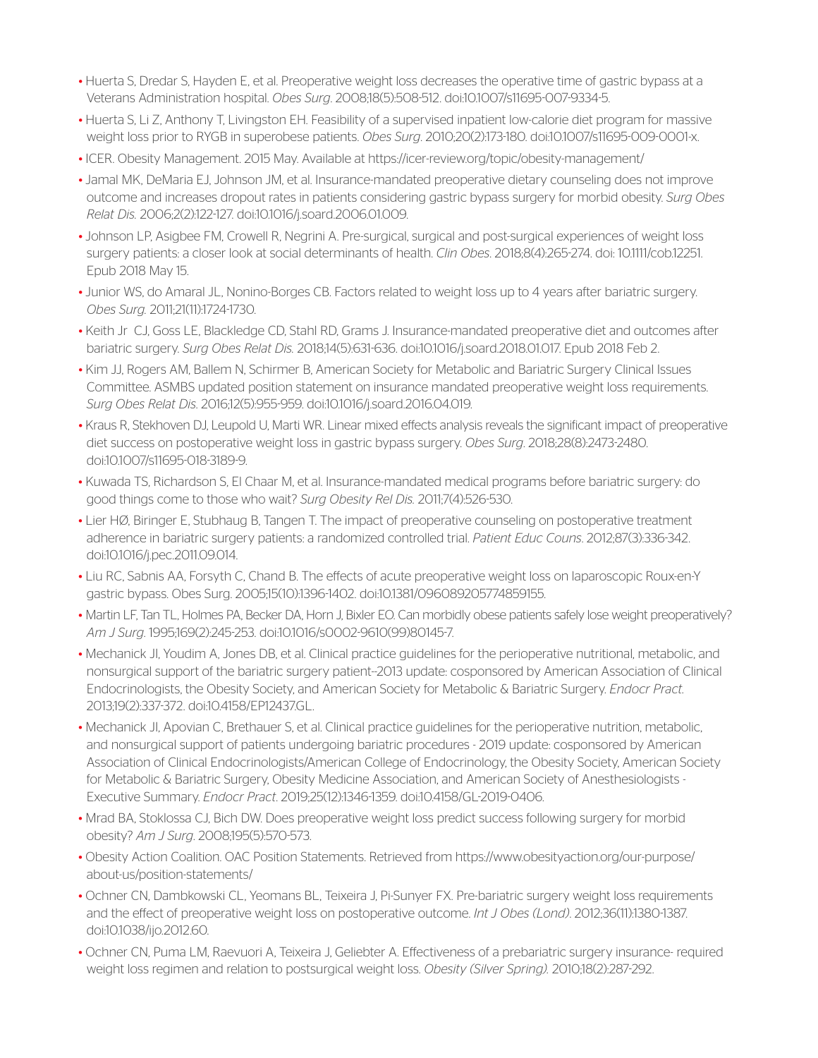- Huerta S, Dredar S, Hayden E, et al. Preoperative weight loss decreases the operative time of gastric bypass at a Veterans Administration hospital. *Obes Surg*. 2008;18(5):508-512. doi:10.1007/s11695-007-9334-5.
- Huerta S, Li Z, Anthony T, Livingston EH. Feasibility of a supervised inpatient low-calorie diet program for massive weight loss prior to RYGB in superobese patients. *Obes Surg*. 2010;20(2):173-180. doi:10.1007/s11695-009-0001-x.
- ICER. Obesity Management. 2015 May. Available at https://icer-review.org/topic/obesity-management/
- Jamal MK, DeMaria EJ, Johnson JM, et al. Insurance-mandated preoperative dietary counseling does not improve outcome and increases dropout rates in patients considering gastric bypass surgery for morbid obesity. *Surg Obes Relat Dis.* 2006;2(2):122-127. doi:10.1016/j.soard.2006.01.009.
- Johnson LP, Asigbee FM, Crowell R, Negrini A. Pre-surgical, surgical and post-surgical experiences of weight loss surgery patients: a closer look at social determinants of health. *Clin Obes*. 2018;8(4):265-274. doi: 10.1111/cob.12251. Epub 2018 May 15.
- Junior WS, do Amaral JL, Nonino-Borges CB. Factors related to weight loss up to 4 years after bariatric surgery. *Obes Surg.* 2011;21(11):1724-1730.
- Keith Jr CJ, Goss LE, Blackledge CD, Stahl RD, Grams J. Insurance-mandated preoperative diet and outcomes after bariatric surgery. *Surg Obes Relat Dis.* 2018;14(5):631-636. doi:10.1016/j.soard.2018.01.017. Epub 2018 Feb 2.
- Kim JJ, Rogers AM, Ballem N, Schirmer B, American Society for Metabolic and Bariatric Surgery Clinical Issues Committee. ASMBS updated position statement on insurance mandated preoperative weight loss requirements. *Surg Obes Relat Dis.* 2016;12(5):955-959. doi:10.1016/j.soard.2016.04.019.
- Kraus R, Stekhoven DJ, Leupold U, Marti WR. Linear mixed effects analysis reveals the significant impact of preoperative diet success on postoperative weight loss in gastric bypass surgery. *Obes Surg*. 2018;28(8):2473-2480. doi:10.1007/s11695-018-3189-9.
- Kuwada TS, Richardson S, El Chaar M, et al. Insurance-mandated medical programs before bariatric surgery: do good things come to those who wait? *Surg Obesity Rel Dis.* 2011;7(4):526-530.
- Lier HØ, Biringer E, Stubhaug B, Tangen T. The impact of preoperative counseling on postoperative treatment adherence in bariatric surgery patients: a randomized controlled trial. *Patient Educ Couns*. 2012;87(3):336-342. doi:10.1016/j.pec.2011.09.014.
- Liu RC, Sabnis AA, Forsyth C, Chand B. The effects of acute preoperative weight loss on laparoscopic Roux-en-Y gastric bypass. Obes Surg. 2005;15(10):1396-1402. doi:10.1381/096089205774859155.
- Martin LF, Tan TL, Holmes PA, Becker DA, Horn J, Bixler EO. Can morbidly obese patients safely lose weight preoperatively? *Am J Surg*. 1995;169(2):245-253. doi:10.1016/s0002-9610(99)80145-7.
- Mechanick JI, Youdim A, Jones DB, et al. Clinical practice guidelines for the perioperative nutritional, metabolic, and nonsurgical support of the bariatric surgery patient--2013 update: cosponsored by American Association of Clinical Endocrinologists, the Obesity Society, and American Society for Metabolic & Bariatric Surgery. *Endocr Pract.* 2013;19(2):337-372. doi:10.4158/EP12437.GL.
- Mechanick JI, Apovian C, Brethauer S, et al. Clinical practice guidelines for the perioperative nutrition, metabolic, and nonsurgical support of patients undergoing bariatric procedures - 2019 update: cosponsored by American Association of Clinical Endocrinologists/American College of Endocrinology, the Obesity Society, American Society for Metabolic & Bariatric Surgery, Obesity Medicine Association, and American Society of Anesthesiologists - Executive Summary. *Endocr Pract*. 2019;25(12):1346-1359. doi:10.4158/GL-2019-0406.
- Mrad BA, Stoklossa CJ, Bich DW. Does preoperative weight loss predict success following surgery for morbid obesity? *Am J Surg*. 2008;195(5):570-573.
- Obesity Action Coalition. OAC Position Statements. Retrieved from https://www.obesityaction.org/our-purpose/about-us/position-statements/
- Ochner CN, Dambkowski CL, Yeomans BL, Teixeira J, Pi-Sunyer FX. Pre-bariatric surgery weight loss requirements and the effect of preoperative weight loss on postoperative outcome. *Int J Obes (Lond)*. 2012;36(11):1380-1387. doi:10.1038/ijo.2012.60.
- Ochner CN, Puma LM, Raevuori A, Teixeira J, Geliebter A. Effectiveness of a prebariatric surgery insurance- required weight loss regimen and relation to postsurgical weight loss. *Obesity (Silver Spring).* 2010;18(2):287-292.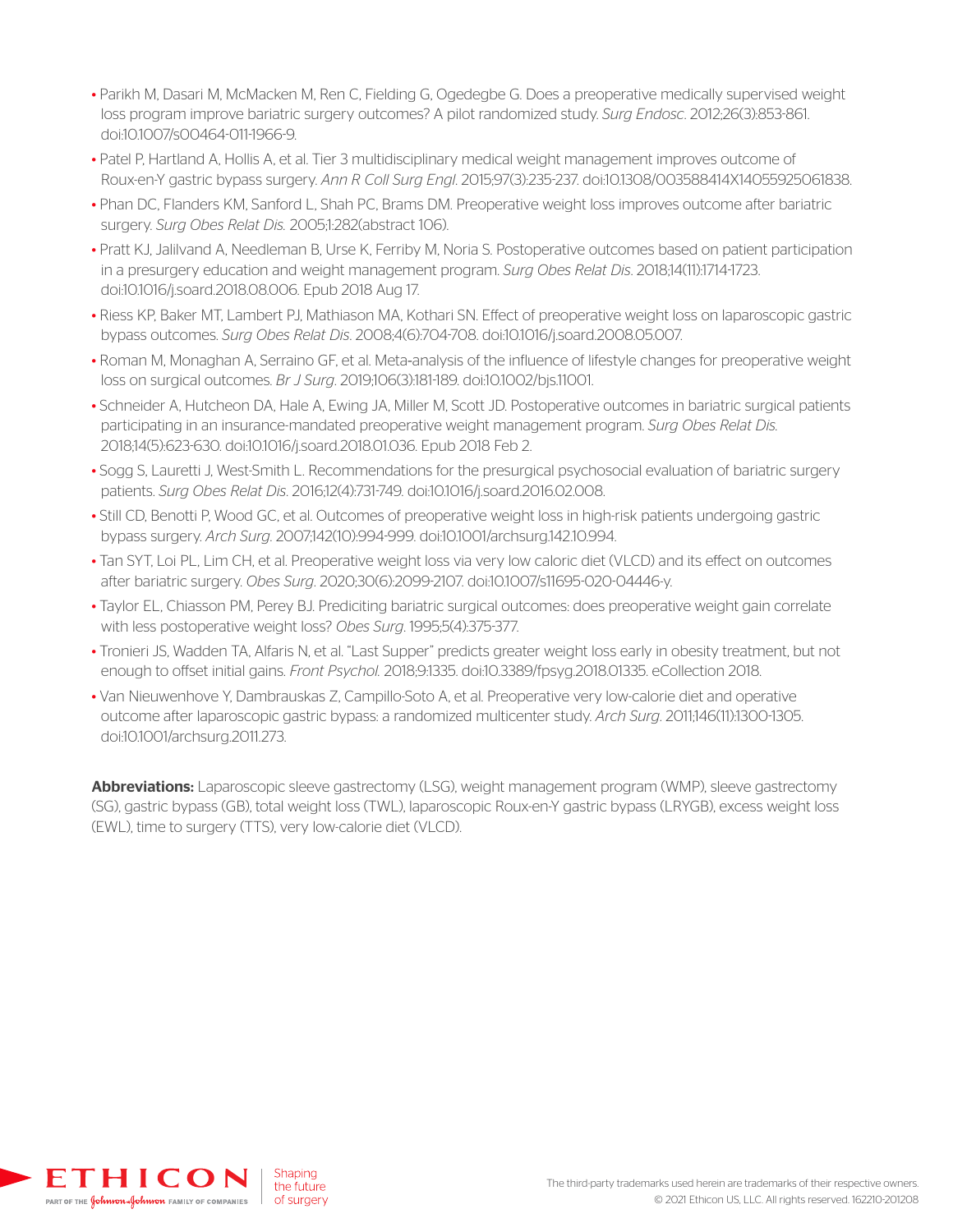- Parikh M, Dasari M, McMacken M, Ren C, Fielding G, Ogedegbe G. Does a preoperative medically supervised weight loss program improve bariatric surgery outcomes? A pilot randomized study. *Surg Endosc*. 2012;26(3):853-861. doi:10.1007/s00464-011-1966-9.
- Patel P, Hartland A, Hollis A, et al. Tier 3 multidisciplinary medical weight management improves outcome of Roux-en-Y gastric bypass surgery. *Ann R Coll Surg Engl*. 2015;97(3):235-237. doi:10.1308/003588414X14055925061838.
- Phan DC, Flanders KM, Sanford L, Shah PC, Brams DM. Preoperative weight loss improves outcome after bariatric surgery. *Surg Obes Relat Dis.* 2005;1:282(abstract 106).
- Pratt KJ, Jalilvand A, Needleman B, Urse K, Ferriby M, Noria S. Postoperative outcomes based on patient participation in a presurgery education and weight management program. *Surg Obes Relat Dis*. 2018;14(11):1714-1723. doi:10.1016/j.soard.2018.08.006. Epub 2018 Aug 17.
- Riess KP, Baker MT, Lambert PJ, Mathiason MA, Kothari SN. Effect of preoperative weight loss on laparoscopic gastric bypass outcomes. *Surg Obes Relat Dis*. 2008;4(6):704-708. doi:10.1016/j.soard.2008.05.007.
- Roman M, Monaghan A, Serraino GF, et al. Meta-analysis of the influence of lifestyle changes for preoperative weight loss on surgical outcomes. *Br J Surg*. 2019;106(3):181-189. doi:10.1002/bjs.11001.
- Schneider A, Hutcheon DA, Hale A, Ewing JA, Miller M, Scott JD. Postoperative outcomes in bariatric surgical patients participating in an insurance-mandated preoperative weight management program. *Surg Obes Relat Dis.* 2018;14(5):623-630. doi:10.1016/j.soard.2018.01.036. Epub 2018 Feb 2.
- Sogg S, Lauretti J, West-Smith L. Recommendations for the presurgical psychosocial evaluation of bariatric surgery patients. *Surg Obes Relat Dis*. 2016;12(4):731-749. doi:10.1016/j.soard.2016.02.008.
- Still CD, Benotti P, Wood GC, et al. Outcomes of preoperative weight loss in high-risk patients undergoing gastric bypass surgery. *Arch Surg.* 2007;142(10):994-999. doi:10.1001/archsurg.142.10.994.
- Tan SYT, Loi PL, Lim CH, et al. Preoperative weight loss via very low caloric diet (VLCD) and its effect on outcomes after bariatric surgery. *Obes Surg*. 2020;30(6):2099-2107. doi:10.1007/s11695-020-04446-y.
- Taylor EL, Chiasson PM, Perey BJ. Prediciting bariatric surgical outcomes: does preoperative weight gain correlate with less postoperative weight loss? *Obes Surg*. 1995;5(4):375-377.
- Tronieri JS, Wadden TA, Alfaris N, et al. "Last Supper" predicts greater weight loss early in obesity treatment, but not enough to offset initial gains. *Front Psychol.* 2018;9:1335. doi:10.3389/fpsyg.2018.01335. eCollection 2018.
- Van Nieuwenhove Y, Dambrauskas Z, Campillo-Soto A, et al. Preoperative very low-calorie diet and operative outcome after laparoscopic gastric bypass: a randomized multicenter study. *Arch Surg*. 2011;146(11):1300-1305. doi:10.1001/archsurg.2011.273.

**Abbreviations:** Laparoscopic sleeve gastrectomy (LSG), weight management program (WMP), sleeve gastrectomy (SG), gastric bypass (GB), total weight loss (TWL), laparoscopic Roux-en-Y gastric bypass (LRYGB), excess weight loss (EWL), time to surgery (TTS), very low-calorie diet (VLCD).

ETHICON PART OF THE Johnson & Johnson FAMILY OF COMPANIES | Shaping the future of surgery

The third-party trademarks used herein are trademarks of their respective owners.
© 2021 Ethicon US, LLC. All rights reserved. 162210-201208